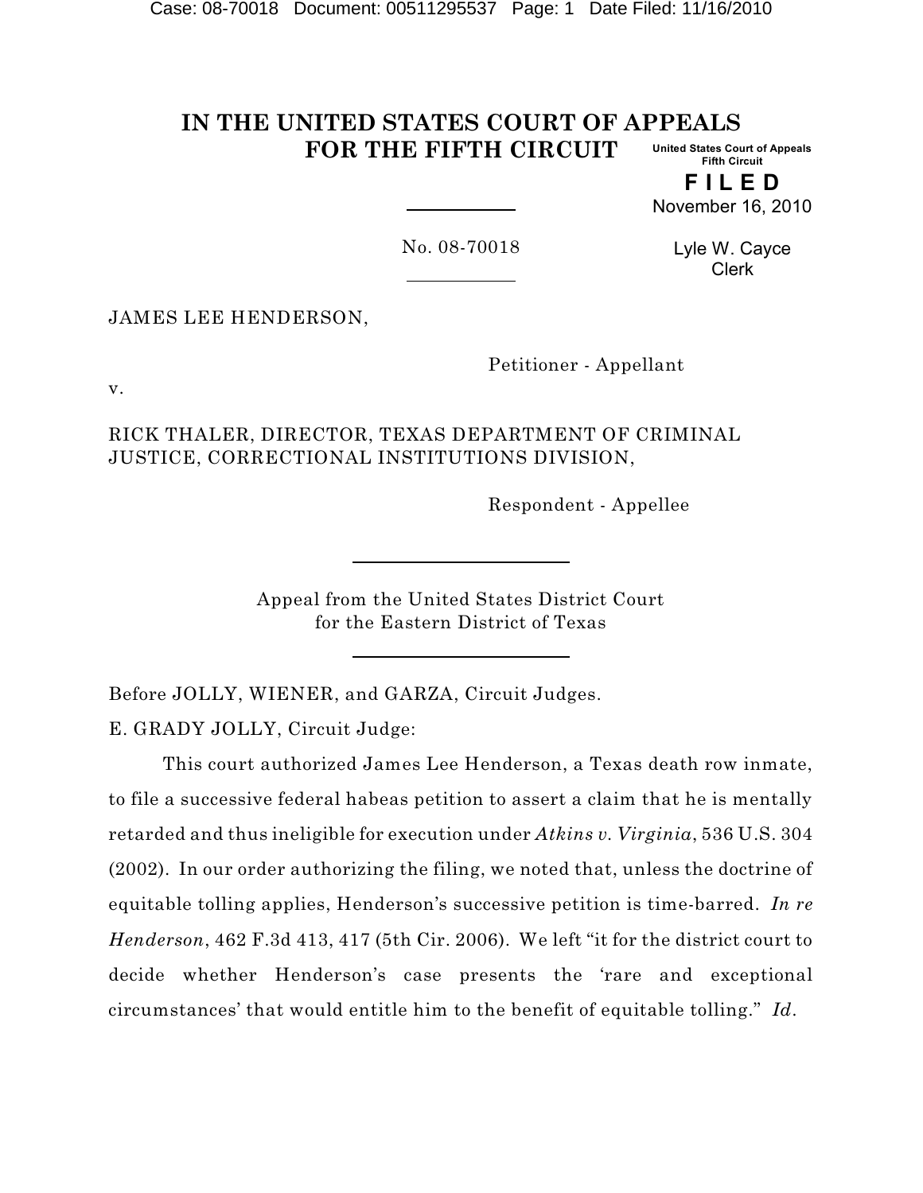# IN THE UNITED STATES COURT OF APPEALS FOR THE FIFTH CIRCUIT

United States Court of Appeals
Fifth Circuit

**F I L E D**

November 16, 2010

Lyle W. Cayce
Clerk

No. 08-70018

JAMES LEE HENDERSON,

Petitioner - Appellant

v.

RICK THALER, DIRECTOR, TEXAS DEPARTMENT OF CRIMINAL JUSTICE, CORRECTIONAL INSTITUTIONS DIVISION,

Respondent - Appellee

Appeal from the United States District Court
for the Eastern District of Texas

Before JOLLY, WIENER, and GARZA, Circuit Judges.

E. GRADY JOLLY, Circuit Judge:

This court authorized James Lee Henderson, a Texas death row inmate, to file a successive federal habeas petition to assert a claim that he is mentally retarded and thus ineligible for execution under *Atkins v. Virginia*, 536 U.S. 304 (2002). In our order authorizing the filing, we noted that, unless the doctrine of equitable tolling applies, Henderson's successive petition is time-barred. *In re Henderson*, 462 F.3d 413, 417 (5th Cir. 2006). We left "it for the district court to decide whether Henderson's case presents the 'rare and exceptional circumstances' that would entitle him to the benefit of equitable tolling." *Id*.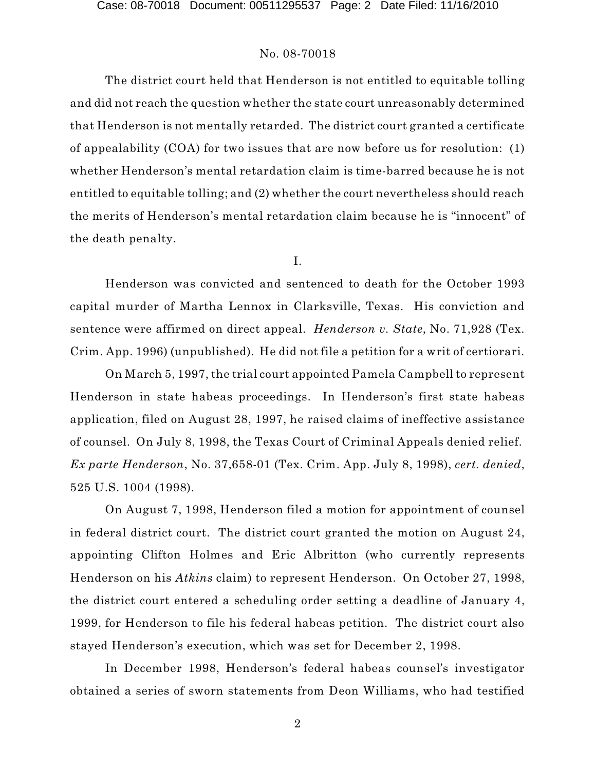The district court held that Henderson is not entitled to equitable tolling and did not reach the question whether the state court unreasonably determined that Henderson is not mentally retarded. The district court granted a certificate of appealability (COA) for two issues that are now before us for resolution: (1) whether Henderson's mental retardation claim is time-barred because he is not entitled to equitable tolling; and (2) whether the court nevertheless should reach the merits of Henderson's mental retardation claim because he is "innocent" of the death penalty.

I.

Henderson was convicted and sentenced to death for the October 1993 capital murder of Martha Lennox in Clarksville, Texas. His conviction and sentence were affirmed on direct appeal. *Henderson v. State*, No. 71,928 (Tex. Crim. App. 1996) (unpublished). He did not file a petition for a writ of certiorari.

On March 5, 1997, the trial court appointed Pamela Campbell to represent Henderson in state habeas proceedings. In Henderson's first state habeas application, filed on August 28, 1997, he raised claims of ineffective assistance of counsel. On July 8, 1998, the Texas Court of Criminal Appeals denied relief. *Ex parte Henderson*, No. 37,658-01 (Tex. Crim. App. July 8, 1998), *cert. denied*, 525 U.S. 1004 (1998).

On August 7, 1998, Henderson filed a motion for appointment of counsel in federal district court. The district court granted the motion on August 24, appointing Clifton Holmes and Eric Albritton (who currently represents Henderson on his *Atkins* claim) to represent Henderson. On October 27, 1998, the district court entered a scheduling order setting a deadline of January 4, 1999, for Henderson to file his federal habeas petition. The district court also stayed Henderson's execution, which was set for December 2, 1998.

In December 1998, Henderson's federal habeas counsel's investigator obtained a series of sworn statements from Deon Williams, who had testified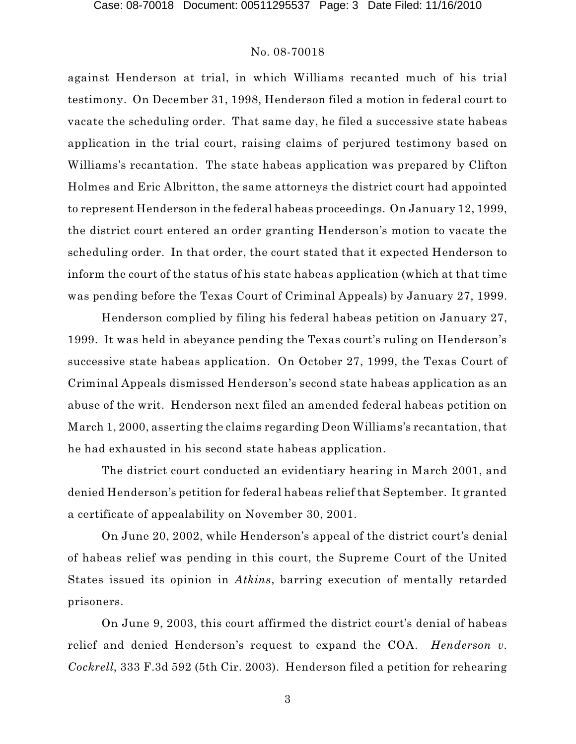against Henderson at trial, in which Williams recanted much of his trial testimony. On December 31, 1998, Henderson filed a motion in federal court to vacate the scheduling order. That same day, he filed a successive state habeas application in the trial court, raising claims of perjured testimony based on Williams's recantation. The state habeas application was prepared by Clifton Holmes and Eric Albritton, the same attorneys the district court had appointed to represent Henderson in the federal habeas proceedings. On January 12, 1999, the district court entered an order granting Henderson's motion to vacate the scheduling order. In that order, the court stated that it expected Henderson to inform the court of the status of his state habeas application (which at that time was pending before the Texas Court of Criminal Appeals) by January 27, 1999.

Henderson complied by filing his federal habeas petition on January 27, 1999. It was held in abeyance pending the Texas court's ruling on Henderson's successive state habeas application. On October 27, 1999, the Texas Court of Criminal Appeals dismissed Henderson's second state habeas application as an abuse of the writ. Henderson next filed an amended federal habeas petition on March 1, 2000, asserting the claims regarding Deon Williams's recantation, that he had exhausted in his second state habeas application.

The district court conducted an evidentiary hearing in March 2001, and denied Henderson's petition for federal habeas relief that September. It granted a certificate of appealability on November 30, 2001.

On June 20, 2002, while Henderson's appeal of the district court's denial of habeas relief was pending in this court, the Supreme Court of the United States issued its opinion in *Atkins*, barring execution of mentally retarded prisoners.

On June 9, 2003, this court affirmed the district court's denial of habeas relief and denied Henderson's request to expand the COA. *Henderson v. Cockrell*, 333 F.3d 592 (5th Cir. 2003). Henderson filed a petition for rehearing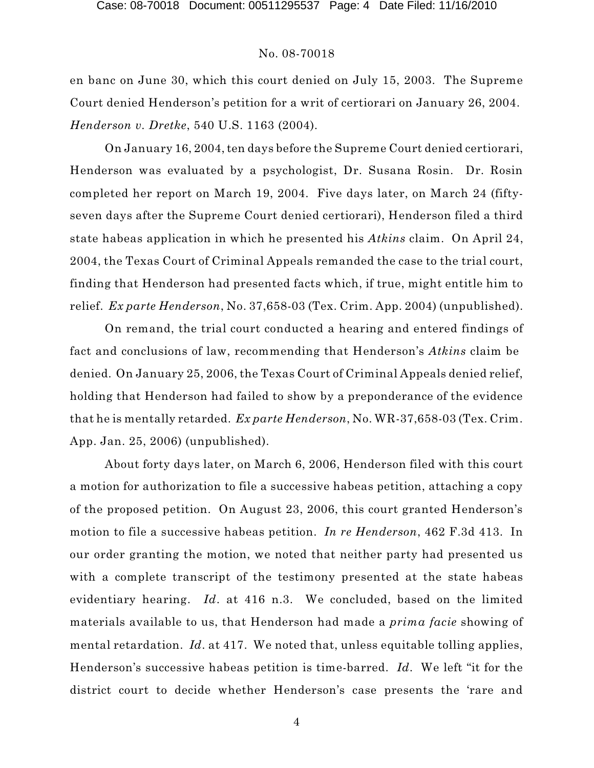en banc on June 30, which this court denied on July 15, 2003. The Supreme Court denied Henderson's petition for a writ of certiorari on January 26, 2004. *Henderson v. Dretke*, 540 U.S. 1163 (2004).

On January 16, 2004, ten days before the Supreme Court denied certiorari, Henderson was evaluated by a psychologist, Dr. Susana Rosin. Dr. Rosin completed her report on March 19, 2004. Five days later, on March 24 (fifty-seven days after the Supreme Court denied certiorari), Henderson filed a third state habeas application in which he presented his *Atkins* claim. On April 24, 2004, the Texas Court of Criminal Appeals remanded the case to the trial court, finding that Henderson had presented facts which, if true, might entitle him to relief. *Ex parte Henderson*, No. 37,658-03 (Tex. Crim. App. 2004) (unpublished).

On remand, the trial court conducted a hearing and entered findings of fact and conclusions of law, recommending that Henderson's *Atkins* claim be denied. On January 25, 2006, the Texas Court of Criminal Appeals denied relief, holding that Henderson had failed to show by a preponderance of the evidence that he is mentally retarded. *Ex parte Henderson*, No. WR-37,658-03 (Tex. Crim. App. Jan. 25, 2006) (unpublished).

About forty days later, on March 6, 2006, Henderson filed with this court a motion for authorization to file a successive habeas petition, attaching a copy of the proposed petition. On August 23, 2006, this court granted Henderson's motion to file a successive habeas petition. *In re Henderson*, 462 F.3d 413. In our order granting the motion, we noted that neither party had presented us with a complete transcript of the testimony presented at the state habeas evidentiary hearing. *Id*. at 416 n.3. We concluded, based on the limited materials available to us, that Henderson had made a *prima facie* showing of mental retardation. *Id*. at 417. We noted that, unless equitable tolling applies, Henderson's successive habeas petition is time-barred. *Id*. We left "it for the district court to decide whether Henderson's case presents the 'rare and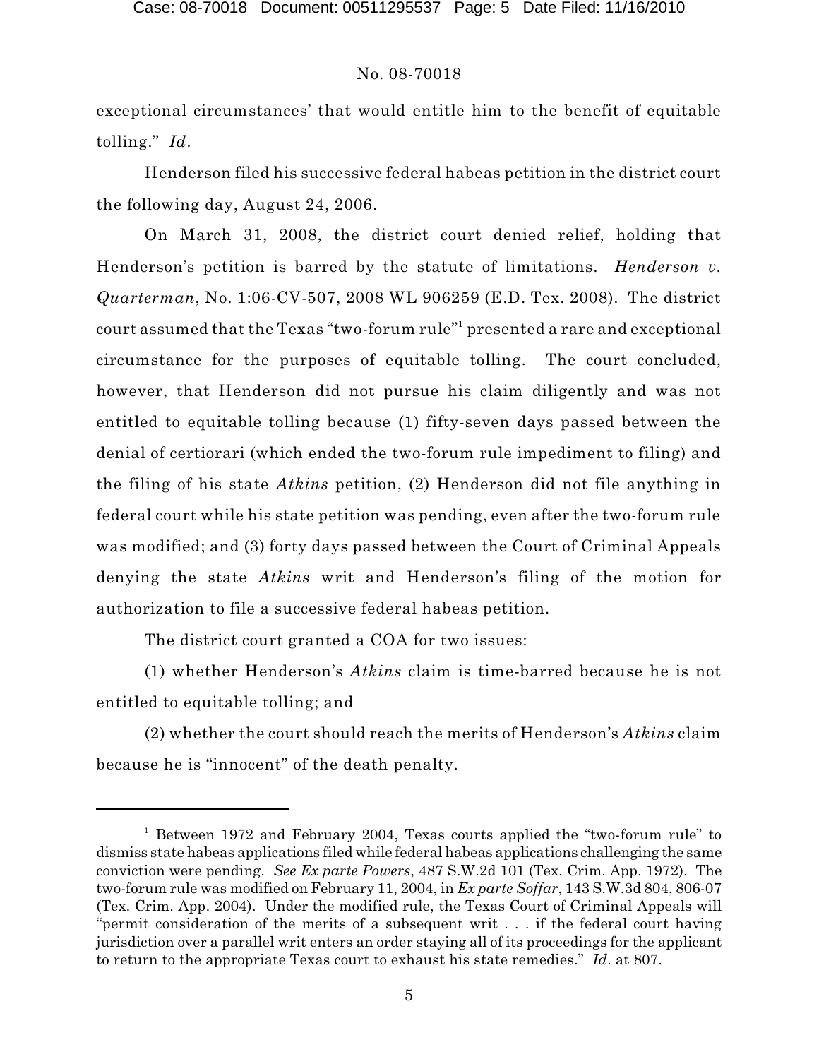exceptional circumstances' that would entitle him to the benefit of equitable tolling." *Id*.

Henderson filed his successive federal habeas petition in the district court the following day, August 24, 2006.

On March 31, 2008, the district court denied relief, holding that Henderson's petition is barred by the statute of limitations. *Henderson v. Quarterman*, No. 1:06-CV-507, 2008 WL 906259 (E.D. Tex. 2008). The district court assumed that the Texas "two-forum rule"[1] presented a rare and exceptional circumstance for the purposes of equitable tolling. The court concluded, however, that Henderson did not pursue his claim diligently and was not entitled to equitable tolling because (1) fifty-seven days passed between the denial of certiorari (which ended the two-forum rule impediment to filing) and the filing of his state *Atkins* petition, (2) Henderson did not file anything in federal court while his state petition was pending, even after the two-forum rule was modified; and (3) forty days passed between the Court of Criminal Appeals denying the state *Atkins* writ and Henderson's filing of the motion for authorization to file a successive federal habeas petition.

The district court granted a COA for two issues:

(1) whether Henderson's *Atkins* claim is time-barred because he is not entitled to equitable tolling; and

(2) whether the court should reach the merits of Henderson's *Atkins* claim because he is "innocent" of the death penalty.

---

[1] Between 1972 and February 2004, Texas courts applied the "two-forum rule" to dismiss state habeas applications filed while federal habeas applications challenging the same conviction were pending. *See Ex parte Powers*, 487 S.W.2d 101 (Tex. Crim. App. 1972). The two-forum rule was modified on February 11, 2004, in *Ex parte Soffar*, 143 S.W.3d 804, 806-07 (Tex. Crim. App. 2004). Under the modified rule, the Texas Court of Criminal Appeals will "permit consideration of the merits of a subsequent writ . . . if the federal court having jurisdiction over a parallel writ enters an order staying all of its proceedings for the applicant to return to the appropriate Texas court to exhaust his state remedies." *Id*. at 807.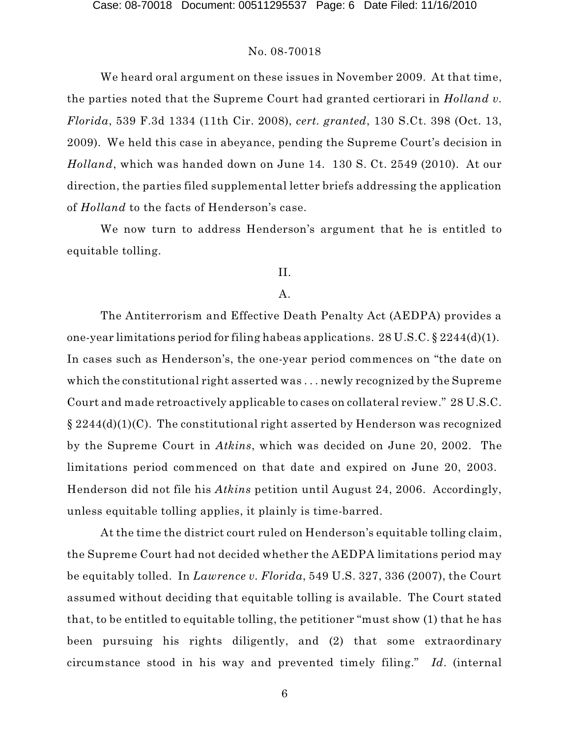We heard oral argument on these issues in November 2009. At that time, the parties noted that the Supreme Court had granted certiorari in *Holland v. Florida*, 539 F.3d 1334 (11th Cir. 2008), *cert. granted*, 130 S.Ct. 398 (Oct. 13, 2009). We held this case in abeyance, pending the Supreme Court's decision in *Holland*, which was handed down on June 14. 130 S. Ct. 2549 (2010). At our direction, the parties filed supplemental letter briefs addressing the application of *Holland* to the facts of Henderson's case.

We now turn to address Henderson's argument that he is entitled to equitable tolling.

## II.

### A.

The Antiterrorism and Effective Death Penalty Act (AEDPA) provides a one-year limitations period for filing habeas applications. 28 U.S.C. § 2244(d)(1). In cases such as Henderson's, the one-year period commences on "the date on which the constitutional right asserted was . . . newly recognized by the Supreme Court and made retroactively applicable to cases on collateral review." 28 U.S.C. § 2244(d)(1)(C). The constitutional right asserted by Henderson was recognized by the Supreme Court in *Atkins*, which was decided on June 20, 2002. The limitations period commenced on that date and expired on June 20, 2003. Henderson did not file his *Atkins* petition until August 24, 2006. Accordingly, unless equitable tolling applies, it plainly is time-barred.

At the time the district court ruled on Henderson's equitable tolling claim, the Supreme Court had not decided whether the AEDPA limitations period may be equitably tolled. In *Lawrence v. Florida*, 549 U.S. 327, 336 (2007), the Court assumed without deciding that equitable tolling is available. The Court stated that, to be entitled to equitable tolling, the petitioner "must show (1) that he has been pursuing his rights diligently, and (2) that some extraordinary circumstance stood in his way and prevented timely filing." *Id*. (internal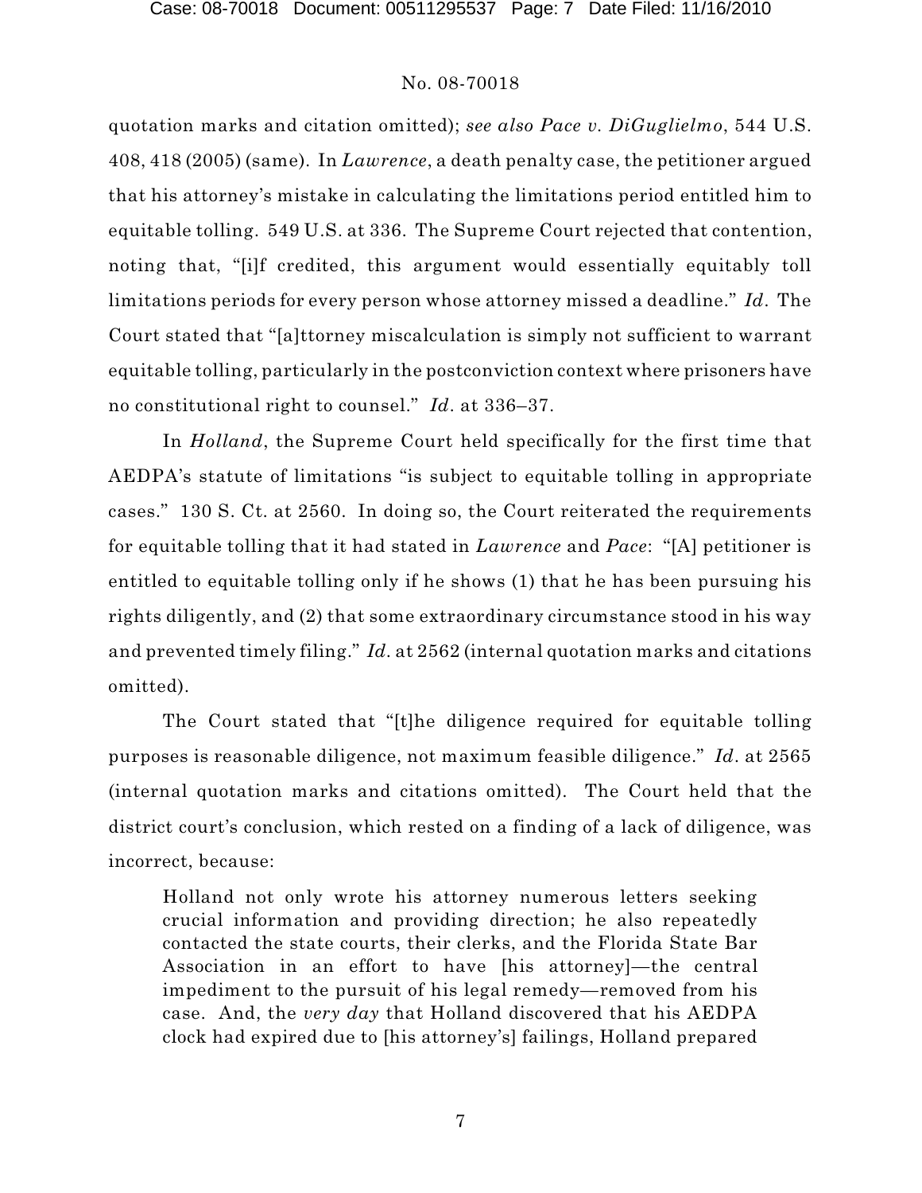quotation marks and citation omitted); *see also Pace v. DiGuglielmo*, 544 U.S. 408, 418 (2005) (same). In *Lawrence*, a death penalty case, the petitioner argued that his attorney's mistake in calculating the limitations period entitled him to equitable tolling. 549 U.S. at 336. The Supreme Court rejected that contention, noting that, "[i]f credited, this argument would essentially equitably toll limitations periods for every person whose attorney missed a deadline." *Id.* The Court stated that "[a]ttorney miscalculation is simply not sufficient to warrant equitable tolling, particularly in the postconviction context where prisoners have no constitutional right to counsel." *Id.* at 336–37.

In *Holland*, the Supreme Court held specifically for the first time that AEDPA's statute of limitations "is subject to equitable tolling in appropriate cases." 130 S. Ct. at 2560. In doing so, the Court reiterated the requirements for equitable tolling that it had stated in *Lawrence* and *Pace*: "[A] petitioner is entitled to equitable tolling only if he shows (1) that he has been pursuing his rights diligently, and (2) that some extraordinary circumstance stood in his way and prevented timely filing." *Id.* at 2562 (internal quotation marks and citations omitted).

The Court stated that "[t]he diligence required for equitable tolling purposes is reasonable diligence, not maximum feasible diligence." *Id.* at 2565 (internal quotation marks and citations omitted). The Court held that the district court's conclusion, which rested on a finding of a lack of diligence, was incorrect, because:

> Holland not only wrote his attorney numerous letters seeking crucial information and providing direction; he also repeatedly contacted the state courts, their clerks, and the Florida State Bar Association in an effort to have [his attorney]—the central impediment to the pursuit of his legal remedy—removed from his case. And, the *very day* that Holland discovered that his AEDPA clock had expired due to [his attorney's] failings, Holland prepared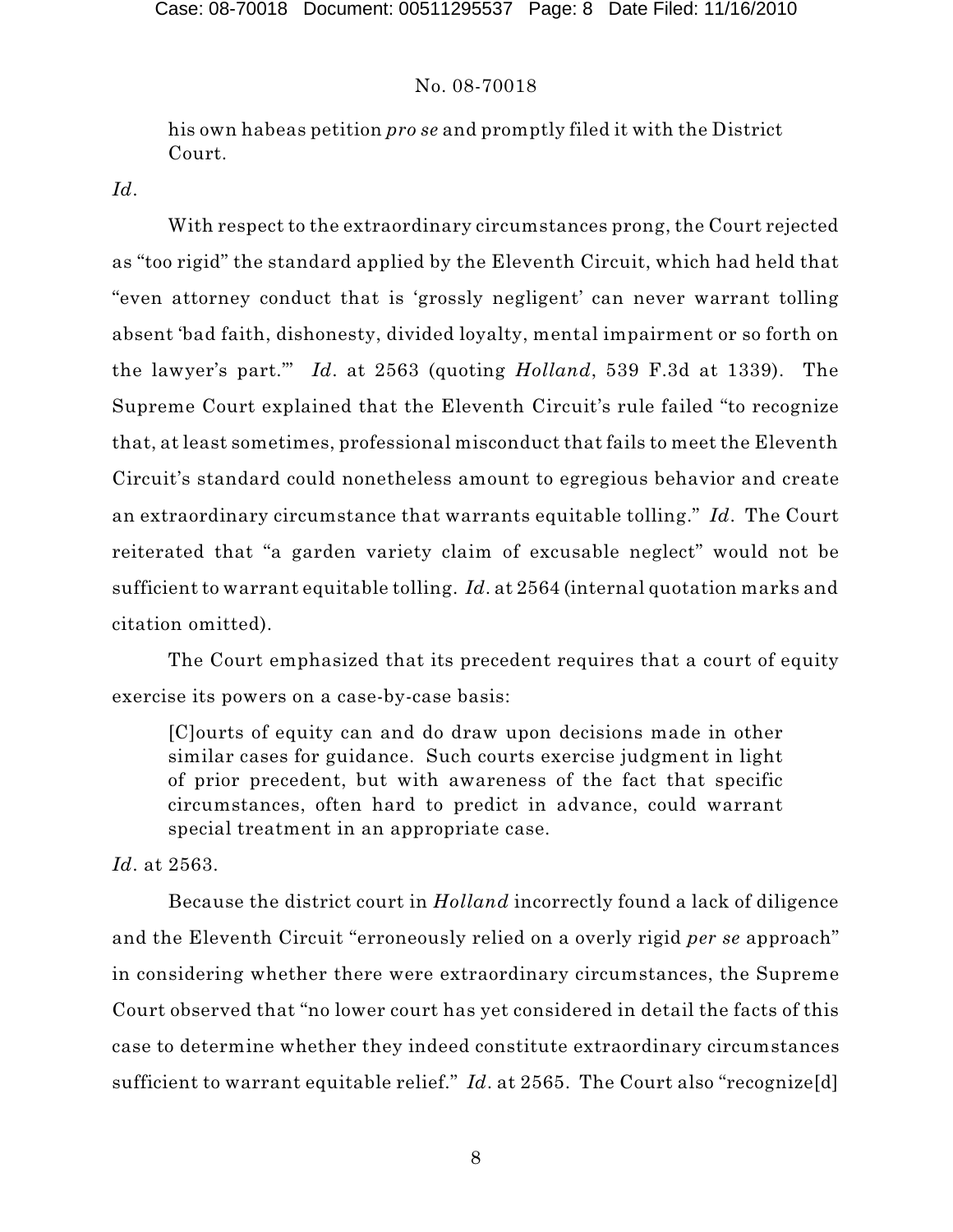> his own habeas petition *pro se* and promptly filed it with the District Court.

*Id*.

With respect to the extraordinary circumstances prong, the Court rejected as "too rigid" the standard applied by the Eleventh Circuit, which had held that "even attorney conduct that is 'grossly negligent' can never warrant tolling absent 'bad faith, dishonesty, divided loyalty, mental impairment or so forth on the lawyer's part.'" *Id*. at 2563 (quoting *Holland*, 539 F.3d at 1339). The Supreme Court explained that the Eleventh Circuit's rule failed "to recognize that, at least sometimes, professional misconduct that fails to meet the Eleventh Circuit's standard could nonetheless amount to egregious behavior and create an extraordinary circumstance that warrants equitable tolling." *Id*. The Court reiterated that "a garden variety claim of excusable neglect" would not be sufficient to warrant equitable tolling. *Id*. at 2564 (internal quotation marks and citation omitted).

The Court emphasized that its precedent requires that a court of equity exercise its powers on a case-by-case basis:

> [C]ourts of equity can and do draw upon decisions made in other similar cases for guidance. Such courts exercise judgment in light of prior precedent, but with awareness of the fact that specific circumstances, often hard to predict in advance, could warrant special treatment in an appropriate case.

*Id*. at 2563.

Because the district court in *Holland* incorrectly found a lack of diligence and the Eleventh Circuit "erroneously relied on a overly rigid *per se* approach" in considering whether there were extraordinary circumstances, the Supreme Court observed that "no lower court has yet considered in detail the facts of this case to determine whether they indeed constitute extraordinary circumstances sufficient to warrant equitable relief." *Id*. at 2565. The Court also "recognize[d]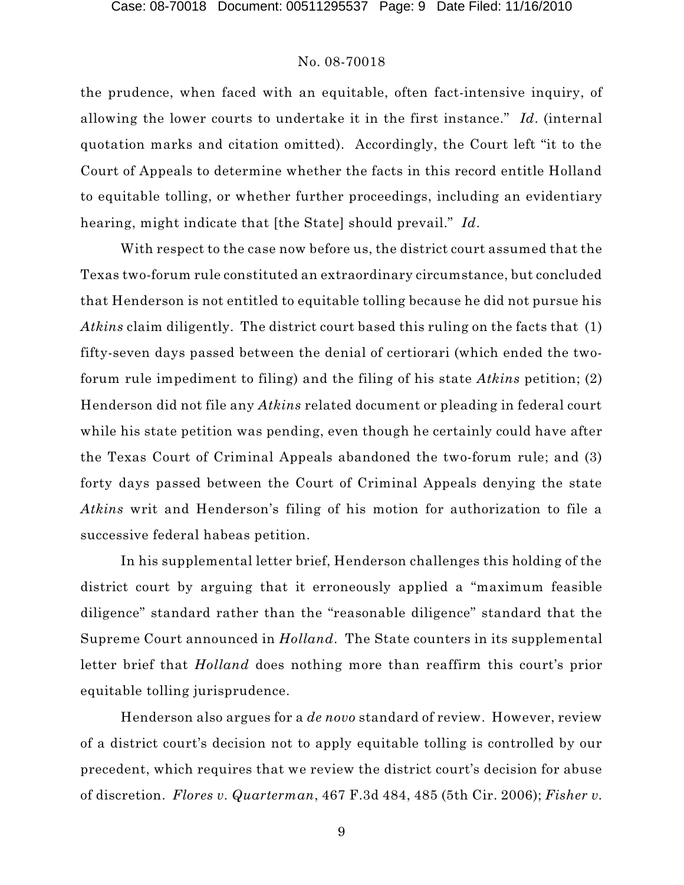the prudence, when faced with an equitable, often fact-intensive inquiry, of allowing the lower courts to undertake it in the first instance." *Id*. (internal quotation marks and citation omitted). Accordingly, the Court left "it to the Court of Appeals to determine whether the facts in this record entitle Holland to equitable tolling, or whether further proceedings, including an evidentiary hearing, might indicate that [the State] should prevail." *Id*.

With respect to the case now before us, the district court assumed that the Texas two-forum rule constituted an extraordinary circumstance, but concluded that Henderson is not entitled to equitable tolling because he did not pursue his *Atkins* claim diligently. The district court based this ruling on the facts that (1) fifty-seven days passed between the denial of certiorari (which ended the two-forum rule impediment to filing) and the filing of his state *Atkins* petition; (2) Henderson did not file any *Atkins* related document or pleading in federal court while his state petition was pending, even though he certainly could have after the Texas Court of Criminal Appeals abandoned the two-forum rule; and (3) forty days passed between the Court of Criminal Appeals denying the state *Atkins* writ and Henderson's filing of his motion for authorization to file a successive federal habeas petition.

In his supplemental letter brief, Henderson challenges this holding of the district court by arguing that it erroneously applied a "maximum feasible diligence" standard rather than the "reasonable diligence" standard that the Supreme Court announced in *Holland*. The State counters in its supplemental letter brief that *Holland* does nothing more than reaffirm this court's prior equitable tolling jurisprudence.

Henderson also argues for a *de novo* standard of review. However, review of a district court's decision not to apply equitable tolling is controlled by our precedent, which requires that we review the district court's decision for abuse of discretion. *Flores v. Quarterman*, 467 F.3d 484, 485 (5th Cir. 2006); *Fisher v.*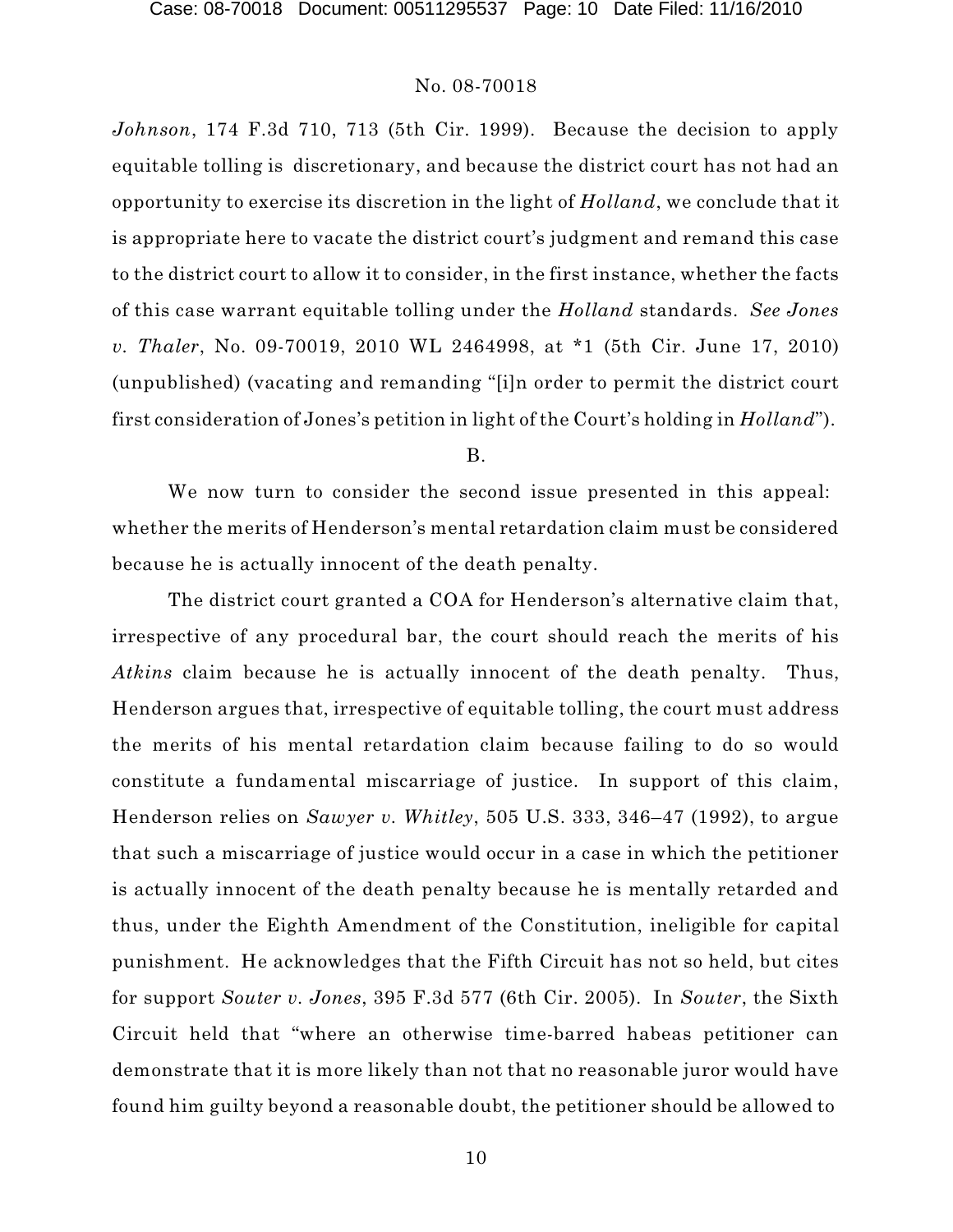*Johnson*, 174 F.3d 710, 713 (5th Cir. 1999). Because the decision to apply equitable tolling is discretionary, and because the district court has not had an opportunity to exercise its discretion in the light of *Holland*, we conclude that it is appropriate here to vacate the district court's judgment and remand this case to the district court to allow it to consider, in the first instance, whether the facts of this case warrant equitable tolling under the *Holland* standards. *See Jones v. Thaler*, No. 09-70019, 2010 WL 2464998, at *1 (5th Cir. June 17, 2010) (unpublished) (vacating and remanding "[i]n order to permit the district court first consideration of Jones's petition in light of the Court's holding in *Holland*").

B.

We now turn to consider the second issue presented in this appeal: whether the merits of Henderson's mental retardation claim must be considered because he is actually innocent of the death penalty.

The district court granted a COA for Henderson's alternative claim that, irrespective of any procedural bar, the court should reach the merits of his *Atkins* claim because he is actually innocent of the death penalty. Thus, Henderson argues that, irrespective of equitable tolling, the court must address the merits of his mental retardation claim because failing to do so would constitute a fundamental miscarriage of justice. In support of this claim, Henderson relies on *Sawyer v. Whitley*, 505 U.S. 333, 346–47 (1992), to argue that such a miscarriage of justice would occur in a case in which the petitioner is actually innocent of the death penalty because he is mentally retarded and thus, under the Eighth Amendment of the Constitution, ineligible for capital punishment. He acknowledges that the Fifth Circuit has not so held, but cites for support *Souter v. Jones*, 395 F.3d 577 (6th Cir. 2005). In *Souter*, the Sixth Circuit held that "where an otherwise time-barred habeas petitioner can demonstrate that it is more likely than not that no reasonable juror would have found him guilty beyond a reasonable doubt, the petitioner should be allowed to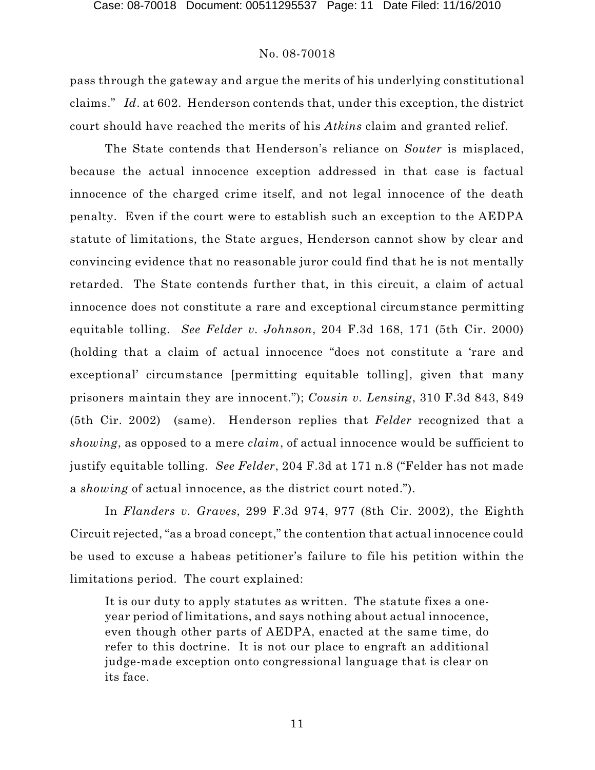pass through the gateway and argue the merits of his underlying constitutional claims." *Id*. at 602. Henderson contends that, under this exception, the district court should have reached the merits of his *Atkins* claim and granted relief.

The State contends that Henderson's reliance on *Souter* is misplaced, because the actual innocence exception addressed in that case is factual innocence of the charged crime itself, and not legal innocence of the death penalty. Even if the court were to establish such an exception to the AEDPA statute of limitations, the State argues, Henderson cannot show by clear and convincing evidence that no reasonable juror could find that he is not mentally retarded. The State contends further that, in this circuit, a claim of actual innocence does not constitute a rare and exceptional circumstance permitting equitable tolling. *See Felder v. Johnson*, 204 F.3d 168, 171 (5th Cir. 2000) (holding that a claim of actual innocence "does not constitute a 'rare and exceptional' circumstance [permitting equitable tolling], given that many prisoners maintain they are innocent."); *Cousin v. Lensing*, 310 F.3d 843, 849 (5th Cir. 2002) (same). Henderson replies that *Felder* recognized that a *showing*, as opposed to a mere *claim*, of actual innocence would be sufficient to justify equitable tolling. *See Felder*, 204 F.3d at 171 n.8 ("Felder has not made a *showing* of actual innocence, as the district court noted.").

In *Flanders v. Graves*, 299 F.3d 974, 977 (8th Cir. 2002), the Eighth Circuit rejected, "as a broad concept," the contention that actual innocence could be used to excuse a habeas petitioner's failure to file his petition within the limitations period. The court explained:

> It is our duty to apply statutes as written. The statute fixes a one-year period of limitations, and says nothing about actual innocence, even though other parts of AEDPA, enacted at the same time, do refer to this doctrine. It is not our place to engraft an additional judge-made exception onto congressional language that is clear on its face.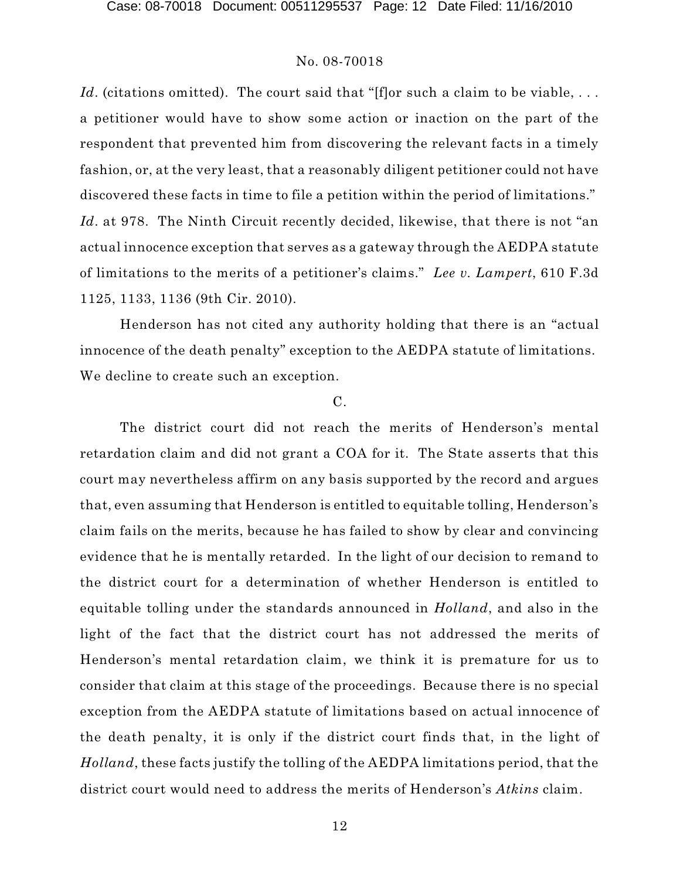*Id*. (citations omitted). The court said that "[f]or such a claim to be viable, . . . a petitioner would have to show some action or inaction on the part of the respondent that prevented him from discovering the relevant facts in a timely fashion, or, at the very least, that a reasonably diligent petitioner could not have discovered these facts in time to file a petition within the period of limitations." *Id*. at 978. The Ninth Circuit recently decided, likewise, that there is not "an actual innocence exception that serves as a gateway through the AEDPA statute of limitations to the merits of a petitioner's claims." *Lee v. Lampert*, 610 F.3d 1125, 1133, 1136 (9th Cir. 2010).

Henderson has not cited any authority holding that there is an "actual innocence of the death penalty" exception to the AEDPA statute of limitations. We decline to create such an exception.

C.

The district court did not reach the merits of Henderson's mental retardation claim and did not grant a COA for it. The State asserts that this court may nevertheless affirm on any basis supported by the record and argues that, even assuming that Henderson is entitled to equitable tolling, Henderson's claim fails on the merits, because he has failed to show by clear and convincing evidence that he is mentally retarded. In the light of our decision to remand to the district court for a determination of whether Henderson is entitled to equitable tolling under the standards announced in *Holland*, and also in the light of the fact that the district court has not addressed the merits of Henderson's mental retardation claim, we think it is premature for us to consider that claim at this stage of the proceedings. Because there is no special exception from the AEDPA statute of limitations based on actual innocence of the death penalty, it is only if the district court finds that, in the light of *Holland*, these facts justify the tolling of the AEDPA limitations period, that the district court would need to address the merits of Henderson's *Atkins* claim.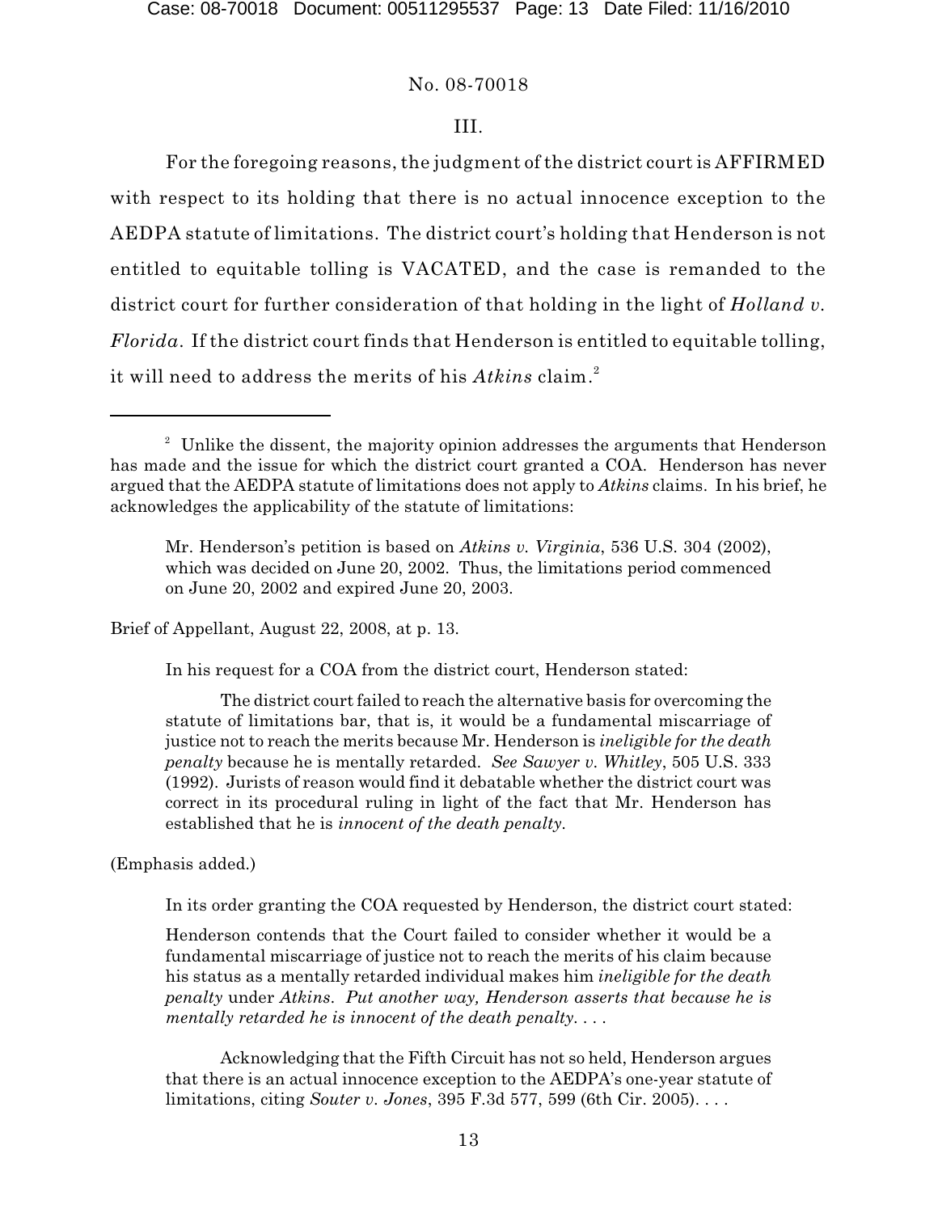No. 08-70018

III.

For the foregoing reasons, the judgment of the district court is AFFIRMED with respect to its holding that there is no actual innocence exception to the AEDPA statute of limitations. The district court's holding that Henderson is not entitled to equitable tolling is VACATED, and the case is remanded to the district court for further consideration of that holding in the light of *Holland v. Florida*. If the district court finds that Henderson is entitled to equitable tolling, it will need to address the merits of his *Atkins* claim.[2]

---

[2] Unlike the dissent, the majority opinion addresses the arguments that Henderson has made and the issue for which the district court granted a COA. Henderson has never argued that the AEDPA statute of limitations does not apply to *Atkins* claims. In his brief, he acknowledges the applicability of the statute of limitations:

> Mr. Henderson's petition is based on *Atkins v. Virginia*, 536 U.S. 304 (2002), which was decided on June 20, 2002. Thus, the limitations period commenced on June 20, 2002 and expired June 20, 2003.

Brief of Appellant, August 22, 2008, at p. 13.

In his request for a COA from the district court, Henderson stated:

> The district court failed to reach the alternative basis for overcoming the statute of limitations bar, that is, it would be a fundamental miscarriage of justice not to reach the merits because Mr. Henderson is *ineligible for the death penalty* because he is mentally retarded. *See Sawyer v. Whitley*, 505 U.S. 333 (1992). Jurists of reason would find it debatable whether the district court was correct in its procedural ruling in light of the fact that Mr. Henderson has established that he is *innocent of the death penalty*.

(Emphasis added.)

In its order granting the COA requested by Henderson, the district court stated:

> Henderson contends that the Court failed to consider whether it would be a fundamental miscarriage of justice not to reach the merits of his claim because his status as a mentally retarded individual makes him *ineligible for the death penalty* under *Atkins*. *Put another way, Henderson asserts that because he is mentally retarded he is innocent of the death penalty*. . . .
>
> Acknowledging that the Fifth Circuit has not so held, Henderson argues that there is an actual innocence exception to the AEDPA's one-year statute of limitations, citing *Souter v. Jones*, 395 F.3d 577, 599 (6th Cir. 2005). . . .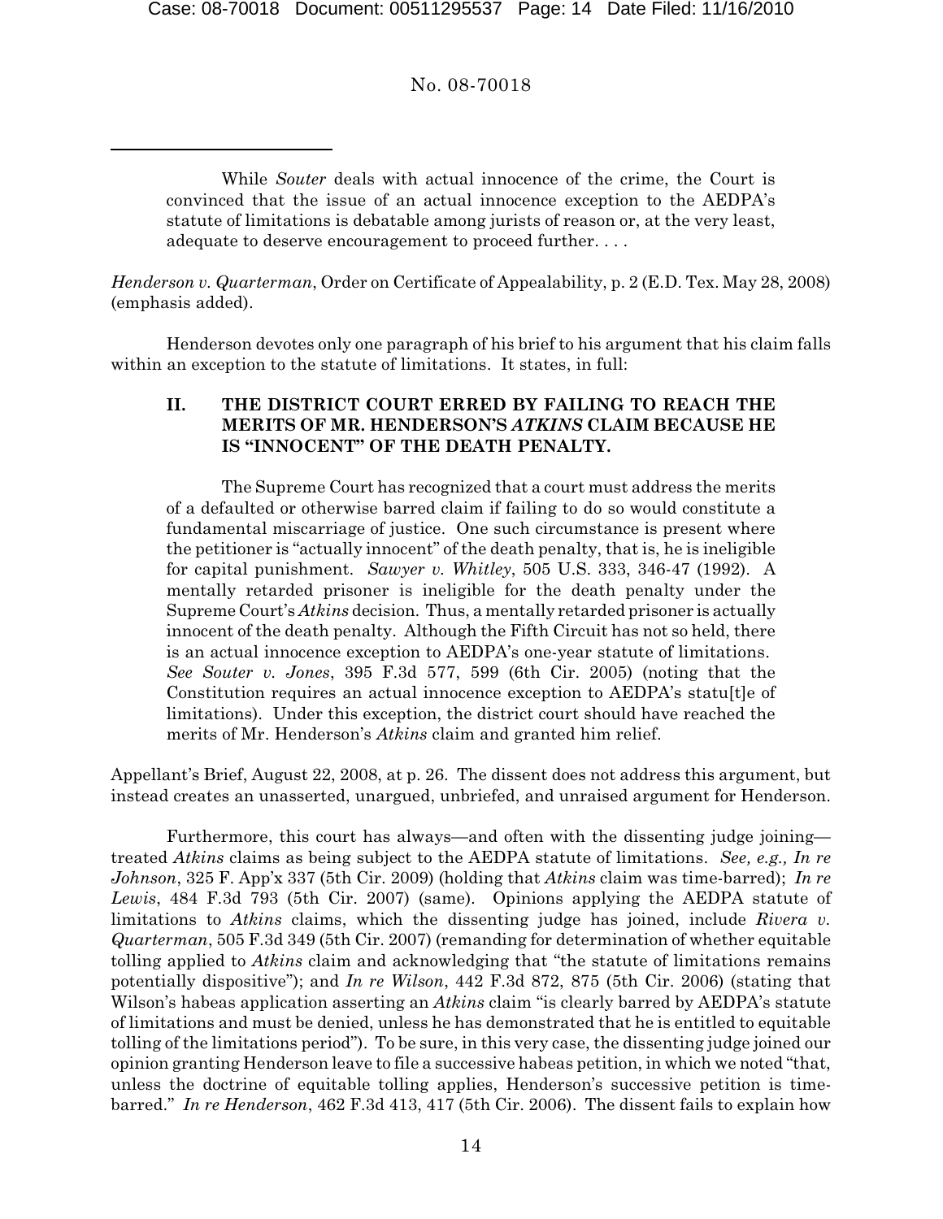While *Souter* deals with actual innocence of the crime, the Court is convinced that the issue of an actual innocence exception to the AEDPA's statute of limitations is debatable among jurists of reason or, at the very least, adequate to deserve encouragement to proceed further. . . .

*Henderson v. Quarterman*, Order on Certificate of Appealability, p. 2 (E.D. Tex. May 28, 2008) (emphasis added).

Henderson devotes only one paragraph of his brief to his argument that his claim falls within an exception to the statute of limitations. It states, in full:

> **II. THE DISTRICT COURT ERRED BY FAILING TO REACH THE MERITS OF MR. HENDERSON'S *ATKINS* CLAIM BECAUSE HE IS "INNOCENT" OF THE DEATH PENALTY.**
>
> The Supreme Court has recognized that a court must address the merits of a defaulted or otherwise barred claim if failing to do so would constitute a fundamental miscarriage of justice. One such circumstance is present where the petitioner is "actually innocent" of the death penalty, that is, he is ineligible for capital punishment. *Sawyer v. Whitley*, 505 U.S. 333, 346-47 (1992). A mentally retarded prisoner is ineligible for the death penalty under the Supreme Court's *Atkins* decision. Thus, a mentally retarded prisoner is actually innocent of the death penalty. Although the Fifth Circuit has not so held, there is an actual innocence exception to AEDPA's one-year statute of limitations. *See Souter v. Jones*, 395 F.3d 577, 599 (6th Cir. 2005) (noting that the Constitution requires an actual innocence exception to AEDPA's statu[t]e of limitations). Under this exception, the district court should have reached the merits of Mr. Henderson's *Atkins* claim and granted him relief.

Appellant's Brief, August 22, 2008, at p. 26. The dissent does not address this argument, but instead creates an unasserted, unargued, unbriefed, and unraised argument for Henderson.

Furthermore, this court has always—and often with the dissenting judge joining—treated *Atkins* claims as being subject to the AEDPA statute of limitations. *See, e.g., In re Johnson*, 325 F. App'x 337 (5th Cir. 2009) (holding that *Atkins* claim was time-barred); *In re Lewis*, 484 F.3d 793 (5th Cir. 2007) (same). Opinions applying the AEDPA statute of limitations to *Atkins* claims, which the dissenting judge has joined, include *Rivera v. Quarterman*, 505 F.3d 349 (5th Cir. 2007) (remanding for determination of whether equitable tolling applied to *Atkins* claim and acknowledging that "the statute of limitations remains potentially dispositive"); and *In re Wilson*, 442 F.3d 872, 875 (5th Cir. 2006) (stating that Wilson's habeas application asserting an *Atkins* claim "is clearly barred by AEDPA's statute of limitations and must be denied, unless he has demonstrated that he is entitled to equitable tolling of the limitations period"). To be sure, in this very case, the dissenting judge joined our opinion granting Henderson leave to file a successive habeas petition, in which we noted "that, unless the doctrine of equitable tolling applies, Henderson's successive petition is time-barred." *In re Henderson*, 462 F.3d 413, 417 (5th Cir. 2006). The dissent fails to explain how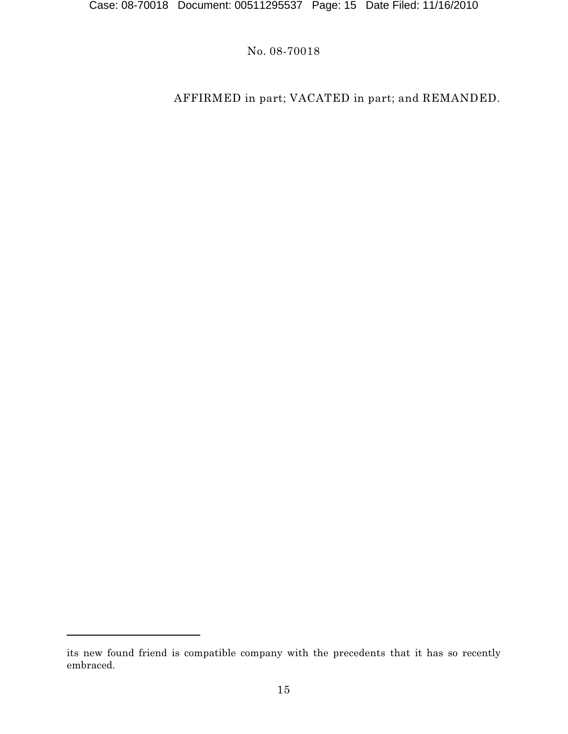AFFIRMED in part; VACATED in part; and REMANDED.

---

its new found friend is compatible company with the precedents that it has so recently embraced.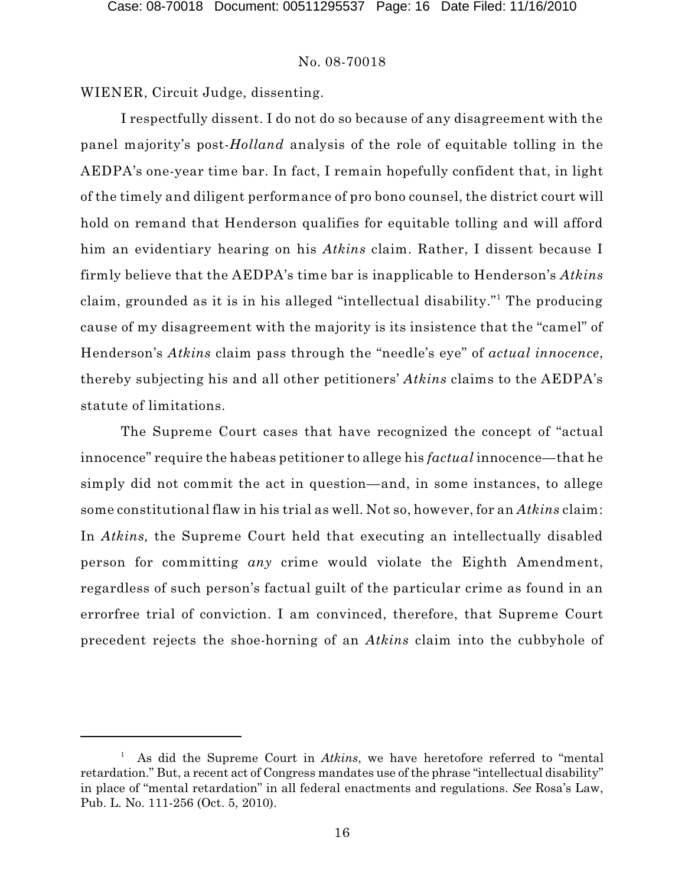WIENER, Circuit Judge, dissenting.

I respectfully dissent. I do not do so because of any disagreement with the panel majority's post-*Holland* analysis of the role of equitable tolling in the AEDPA's one-year time bar. In fact, I remain hopefully confident that, in light of the timely and diligent performance of pro bono counsel, the district court will hold on remand that Henderson qualifies for equitable tolling and will afford him an evidentiary hearing on his *Atkins* claim. Rather, I dissent because I firmly believe that the AEDPA's time bar is inapplicable to Henderson's *Atkins* claim, grounded as it is in his alleged "intellectual disability."[1] The producing cause of my disagreement with the majority is its insistence that the "camel" of Henderson's *Atkins* claim pass through the "needle's eye" of *actual innocence*, thereby subjecting his and all other petitioners' *Atkins* claims to the AEDPA's statute of limitations.

The Supreme Court cases that have recognized the concept of "actual innocence" require the habeas petitioner to allege his *factual* innocence—that he simply did not commit the act in question—and, in some instances, to allege some constitutional flaw in his trial as well. Not so, however, for an *Atkins* claim: In *Atkins,* the Supreme Court held that executing an intellectually disabled person for committing *any* crime would violate the Eighth Amendment, regardless of such person's factual guilt of the particular crime as found in an errorfree trial of conviction. I am convinced, therefore, that Supreme Court precedent rejects the shoe-horning of an *Atkins* claim into the cubbyhole of

---

[1] As did the Supreme Court in *Atkins*, we have heretofore referred to "mental retardation." But, a recent act of Congress mandates use of the phrase "intellectual disability" in place of "mental retardation" in all federal enactments and regulations. *See* Rosa's Law, Pub. L. No. 111-256 (Oct. 5, 2010).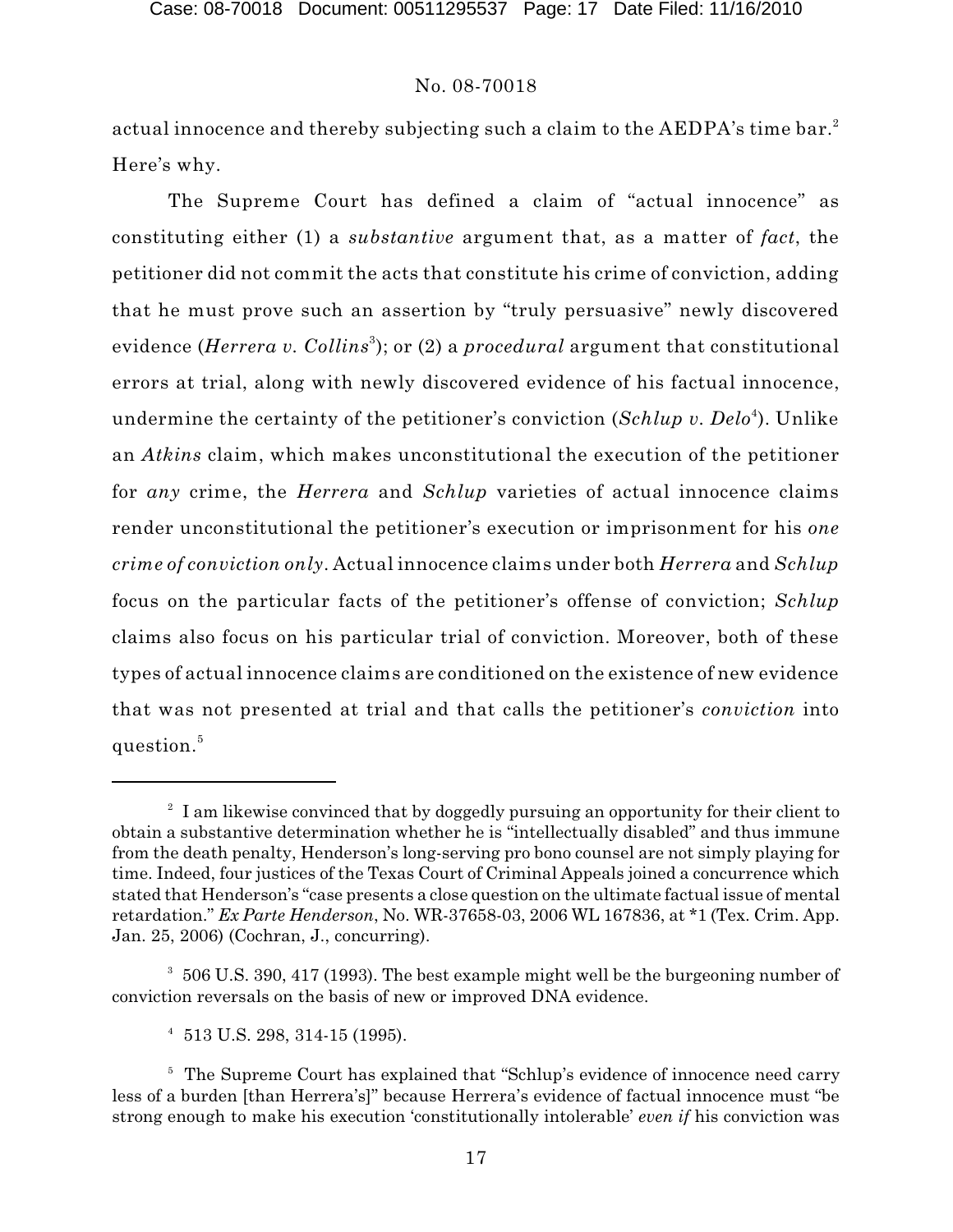actual innocence and thereby subjecting such a claim to the AEDPA's time bar.[2] Here's why.

The Supreme Court has defined a claim of "actual innocence" as constituting either (1) a *substantive* argument that, as a matter of *fact*, the petitioner did not commit the acts that constitute his crime of conviction, adding that he must prove such an assertion by "truly persuasive" newly discovered evidence (*Herrera v. Collins*[3]); or (2) a *procedural* argument that constitutional errors at trial, along with newly discovered evidence of his factual innocence, undermine the certainty of the petitioner's conviction (*Schlup v. Delo*[4]). Unlike an *Atkins* claim, which makes unconstitutional the execution of the petitioner for *any* crime, the *Herrera* and *Schlup* varieties of actual innocence claims render unconstitutional the petitioner's execution or imprisonment for his *one crime of conviction only*. Actual innocence claims under both *Herrera* and *Schlup* focus on the particular facts of the petitioner's offense of conviction; *Schlup* claims also focus on his particular trial of conviction. Moreover, both of these types of actual innocence claims are conditioned on the existence of new evidence that was not presented at trial and that calls the petitioner's *conviction* into question.[5]

---

[2] I am likewise convinced that by doggedly pursuing an opportunity for their client to obtain a substantive determination whether he is "intellectually disabled" and thus immune from the death penalty, Henderson's long-serving pro bono counsel are not simply playing for time. Indeed, four justices of the Texas Court of Criminal Appeals joined a concurrence which stated that Henderson's "case presents a close question on the ultimate factual issue of mental retardation." *Ex Parte Henderson*, No. WR-37658-03, 2006 WL 167836, at *1 (Tex. Crim. App. Jan. 25, 2006) (Cochran, J., concurring).

[3] 506 U.S. 390, 417 (1993). The best example might well be the burgeoning number of conviction reversals on the basis of new or improved DNA evidence.

[4] 513 U.S. 298, 314-15 (1995).

[5] The Supreme Court has explained that "Schlup's evidence of innocence need carry less of a burden [than Herrera's]" because Herrera's evidence of factual innocence must "be strong enough to make his execution 'constitutionally intolerable' *even if* his conviction was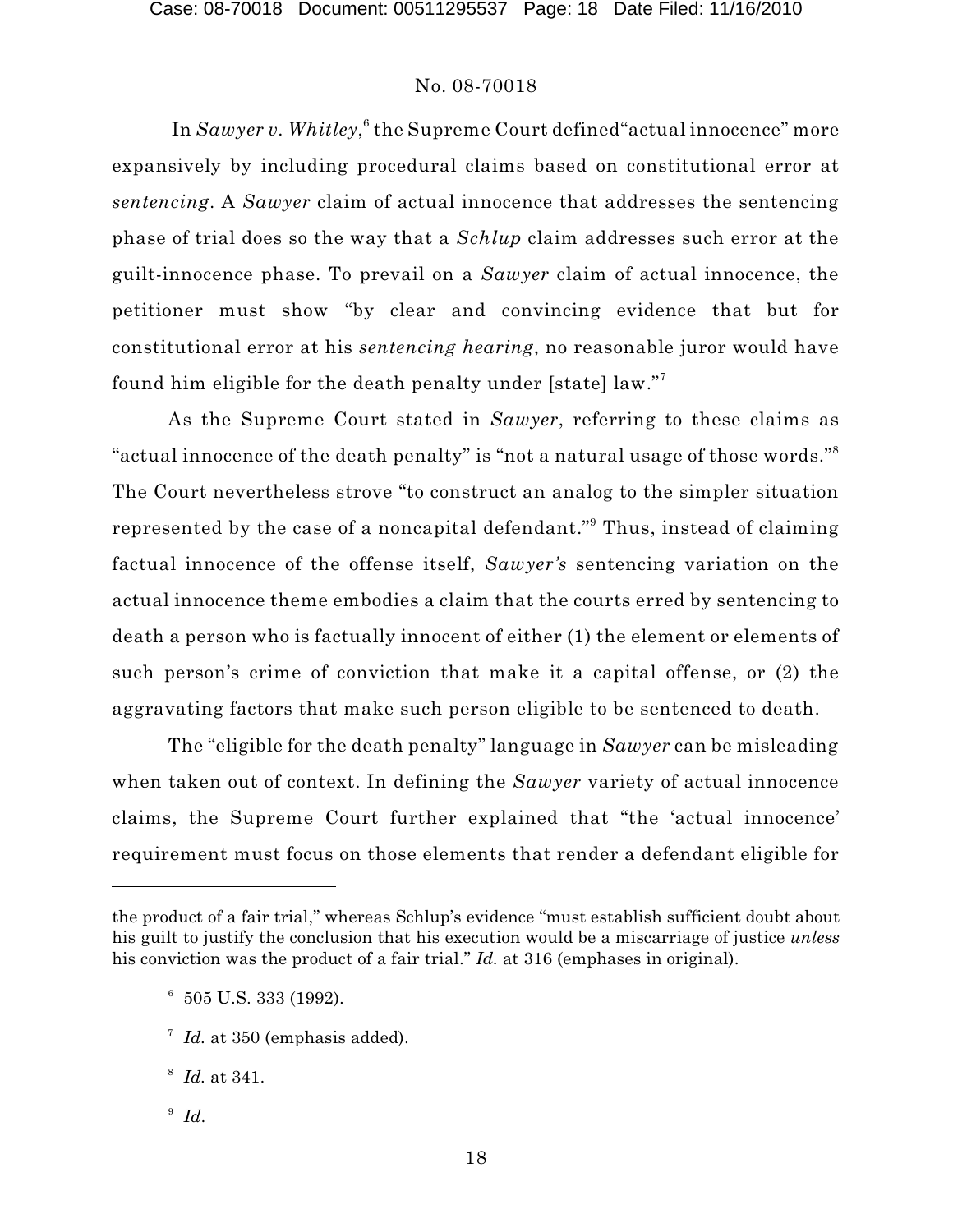In *Sawyer v. Whitley*,[6] the Supreme Court defined"actual innocence" more expansively by including procedural claims based on constitutional error at *sentencing*. A *Sawyer* claim of actual innocence that addresses the sentencing phase of trial does so the way that a *Schlup* claim addresses such error at the guilt-innocence phase. To prevail on a *Sawyer* claim of actual innocence, the petitioner must show "by clear and convincing evidence that but for constitutional error at his *sentencing hearing*, no reasonable juror would have found him eligible for the death penalty under [state] law."[7]

As the Supreme Court stated in *Sawyer*, referring to these claims as "actual innocence of the death penalty" is "not a natural usage of those words."[8] The Court nevertheless strove "to construct an analog to the simpler situation represented by the case of a noncapital defendant."[9] Thus, instead of claiming factual innocence of the offense itself, *Sawyer's* sentencing variation on the actual innocence theme embodies a claim that the courts erred by sentencing to death a person who is factually innocent of either (1) the element or elements of such person's crime of conviction that make it a capital offense, or (2) the aggravating factors that make such person eligible to be sentenced to death.

The "eligible for the death penalty" language in *Sawyer* can be misleading when taken out of context. In defining the *Sawyer* variety of actual innocence claims, the Supreme Court further explained that "the 'actual innocence' requirement must focus on those elements that render a defendant eligible for

---

the product of a fair trial," whereas Schlup's evidence "must establish sufficient doubt about his guilt to justify the conclusion that his execution would be a miscarriage of justice *unless* his conviction was the product of a fair trial." *Id.* at 316 (emphases in original).

[6] 505 U.S. 333 (1992).

[7] *Id.* at 350 (emphasis added).

[8] *Id.* at 341.

[9] *Id.*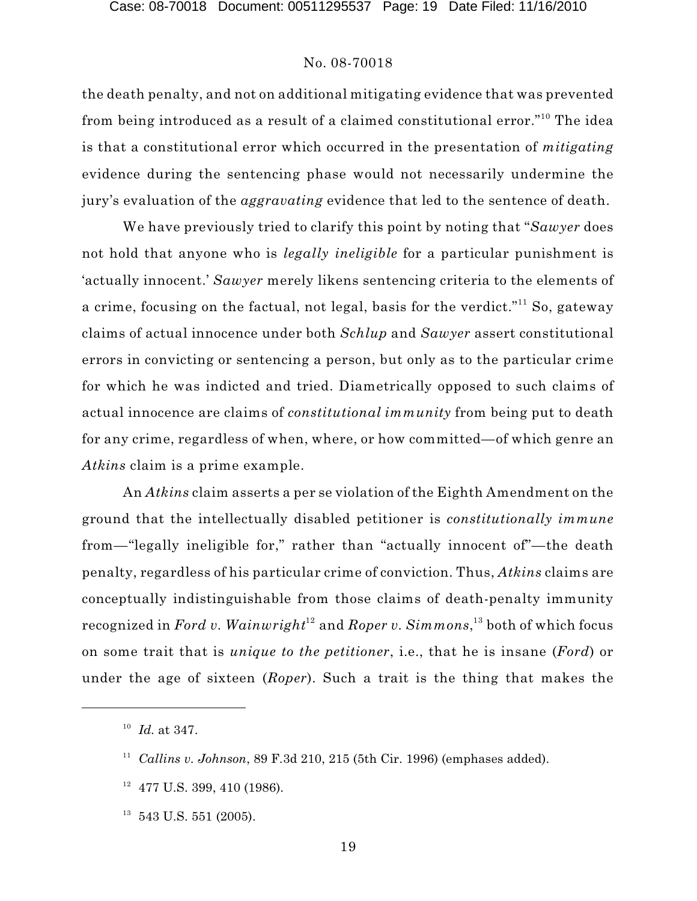the death penalty, and not on additional mitigating evidence that was prevented from being introduced as a result of a claimed constitutional error."[10] The idea is that a constitutional error which occurred in the presentation of *mitigating* evidence during the sentencing phase would not necessarily undermine the jury's evaluation of the *aggravating* evidence that led to the sentence of death.

We have previously tried to clarify this point by noting that "*Sawyer* does not hold that anyone who is *legally ineligible* for a particular punishment is 'actually innocent.' *Sawyer* merely likens sentencing criteria to the elements of a crime, focusing on the factual, not legal, basis for the verdict."[11] So, gateway claims of actual innocence under both *Schlup* and *Sawyer* assert constitutional errors in convicting or sentencing a person, but only as to the particular crime for which he was indicted and tried. Diametrically opposed to such claims of actual innocence are claims of *constitutional immunity* from being put to death for any crime, regardless of when, where, or how committed—of which genre an *Atkins* claim is a prime example.

An *Atkins* claim asserts a per se violation of the Eighth Amendment on the ground that the intellectually disabled petitioner is *constitutionally immune* from—"legally ineligible for," rather than "actually innocent of"—the death penalty, regardless of his particular crime of conviction. Thus, *Atkins* claims are conceptually indistinguishable from those claims of death-penalty immunity recognized in *Ford v. Wainwright*[12] and *Roper v. Simmons*,[13] both of which focus on some trait that is *unique to the petitioner*, i.e., that he is insane (*Ford*) or under the age of sixteen (*Roper*). Such a trait is the thing that makes the

---

[10] *Id.* at 347.

[11] *Callins v. Johnson*, 89 F.3d 210, 215 (5th Cir. 1996) (emphases added).

[12] 477 U.S. 399, 410 (1986).

[13] 543 U.S. 551 (2005).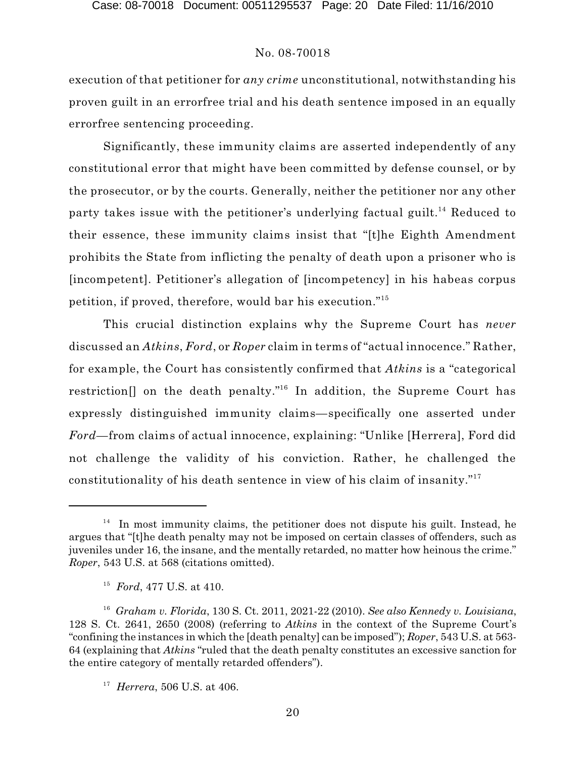execution of that petitioner for *any crime* unconstitutional, notwithstanding his proven guilt in an errorfree trial and his death sentence imposed in an equally errorfree sentencing proceeding.

Significantly, these immunity claims are asserted independently of any constitutional error that might have been committed by defense counsel, or by the prosecutor, or by the courts. Generally, neither the petitioner nor any other party takes issue with the petitioner's underlying factual guilt.[14] Reduced to their essence, these immunity claims insist that "[t]he Eighth Amendment prohibits the State from inflicting the penalty of death upon a prisoner who is [incompetent]. Petitioner's allegation of [incompetency] in his habeas corpus petition, if proved, therefore, would bar his execution."[15]

This crucial distinction explains why the Supreme Court has *never* discussed an *Atkins*, *Ford*, or *Roper* claim in terms of "actual innocence." Rather, for example, the Court has consistently confirmed that *Atkins* is a "categorical restriction[] on the death penalty."[16] In addition, the Supreme Court has expressly distinguished immunity claims—specifically one asserted under *Ford*—from claims of actual innocence, explaining: "Unlike [Herrera], Ford did not challenge the validity of his conviction. Rather, he challenged the constitutionality of his death sentence in view of his claim of insanity."[17]

---

[14] In most immunity claims, the petitioner does not dispute his guilt. Instead, he argues that "[t]he death penalty may not be imposed on certain classes of offenders, such as juveniles under 16, the insane, and the mentally retarded, no matter how heinous the crime." *Roper*, 543 U.S. at 568 (citations omitted).

[15] *Ford*, 477 U.S. at 410.

[16] *Graham v. Florida*, 130 S. Ct. 2011, 2021-22 (2010). *See also Kennedy v. Louisiana*, 128 S. Ct. 2641, 2650 (2008) (referring to *Atkins* in the context of the Supreme Court's "confining the instances in which the [death penalty] can be imposed"); *Roper*, 543 U.S. at 563-64 (explaining that *Atkins* "ruled that the death penalty constitutes an excessive sanction for the entire category of mentally retarded offenders").

[17] *Herrera*, 506 U.S. at 406.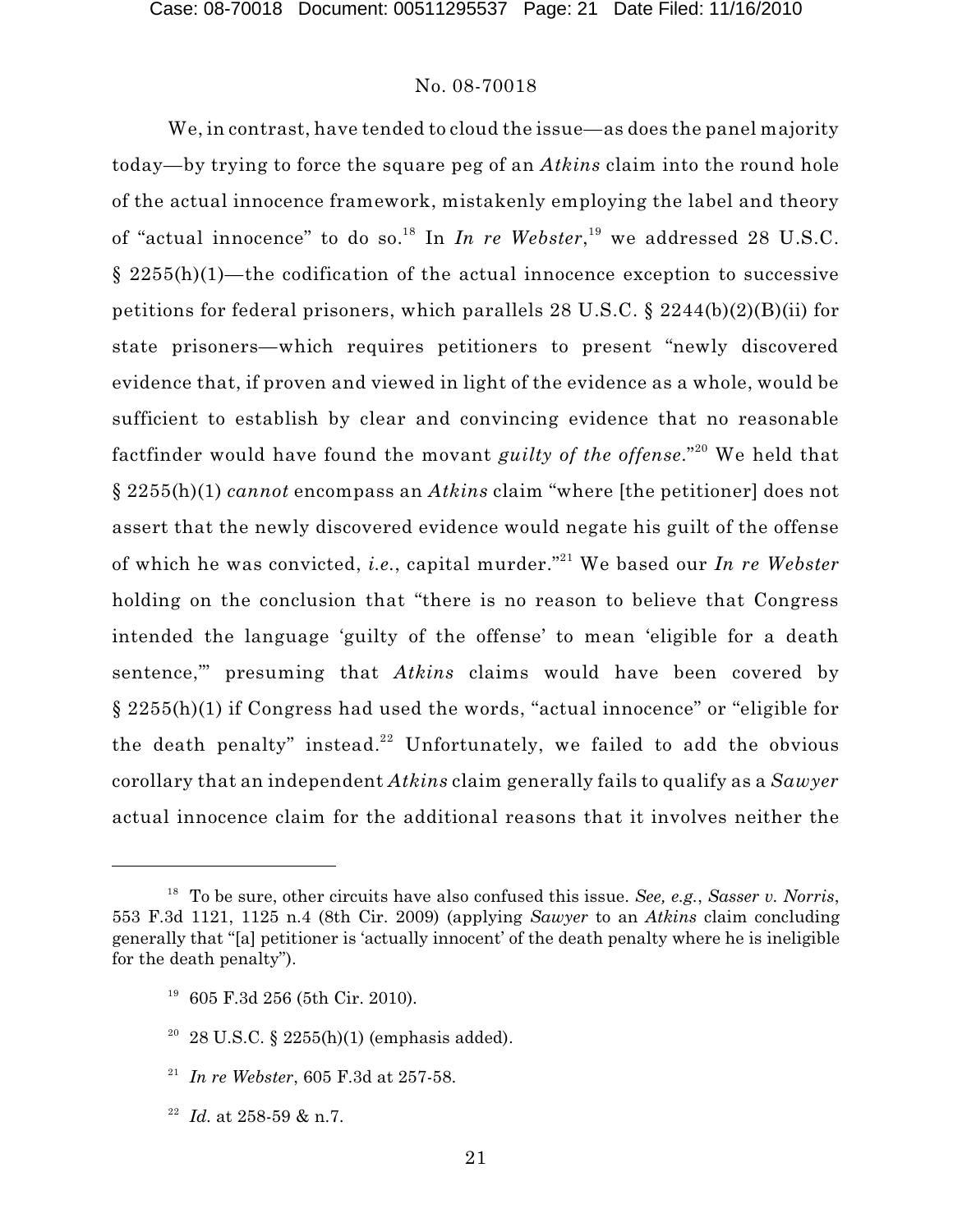We, in contrast, have tended to cloud the issue—as does the panel majority today—by trying to force the square peg of an *Atkins* claim into the round hole of the actual innocence framework, mistakenly employing the label and theory of "actual innocence" to do so.[18] In *In re Webster*,[19] we addressed 28 U.S.C. § 2255(h)(1)—the codification of the actual innocence exception to successive petitions for federal prisoners, which parallels 28 U.S.C. § 2244(b)(2)(B)(ii) for state prisoners—which requires petitioners to present "newly discovered evidence that, if proven and viewed in light of the evidence as a whole, would be sufficient to establish by clear and convincing evidence that no reasonable factfinder would have found the movant *guilty of the offense*."[20] We held that § 2255(h)(1) *cannot* encompass an *Atkins* claim "where [the petitioner] does not assert that the newly discovered evidence would negate his guilt of the offense of which he was convicted, *i.e.*, capital murder."[21] We based our *In re Webster* holding on the conclusion that "there is no reason to believe that Congress intended the language 'guilty of the offense' to mean 'eligible for a death sentence,'" presuming that *Atkins* claims would have been covered by § 2255(h)(1) if Congress had used the words, "actual innocence" or "eligible for the death penalty" instead.[22] Unfortunately, we failed to add the obvious corollary that an independent *Atkins* claim generally fails to qualify as a *Sawyer* actual innocence claim for the additional reasons that it involves neither the

---

[18] To be sure, other circuits have also confused this issue. *See, e.g.*, *Sasser v. Norris*, 553 F.3d 1121, 1125 n.4 (8th Cir. 2009) (applying *Sawyer* to an *Atkins* claim concluding generally that "[a] petitioner is 'actually innocent' of the death penalty where he is ineligible for the death penalty").

[19] 605 F.3d 256 (5th Cir. 2010).

[20] 28 U.S.C. § 2255(h)(1) (emphasis added).

[21] *In re Webster*, 605 F.3d at 257-58.

[22] *Id.* at 258-59 & n.7.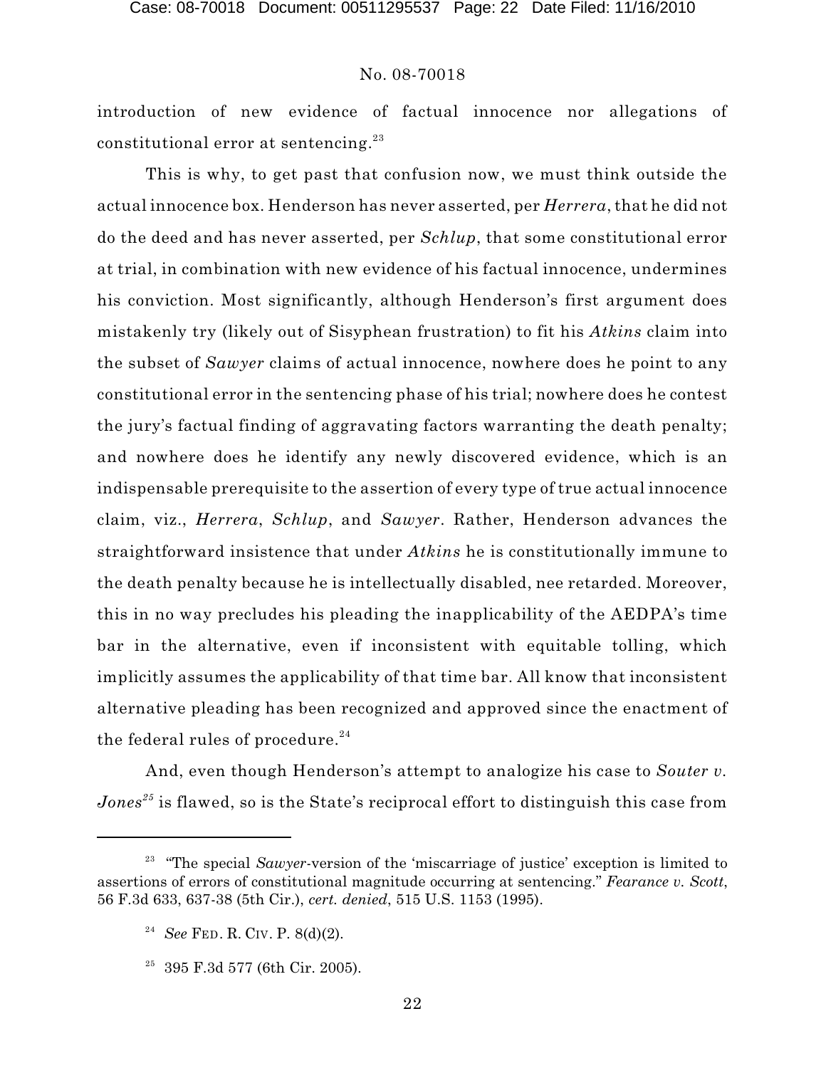introduction of new evidence of factual innocence nor allegations of constitutional error at sentencing.[23]

This is why, to get past that confusion now, we must think outside the actual innocence box. Henderson has never asserted, per *Herrera*, that he did not do the deed and has never asserted, per *Schlup*, that some constitutional error at trial, in combination with new evidence of his factual innocence, undermines his conviction. Most significantly, although Henderson's first argument does mistakenly try (likely out of Sisyphean frustration) to fit his *Atkins* claim into the subset of *Sawyer* claims of actual innocence, nowhere does he point to any constitutional error in the sentencing phase of his trial; nowhere does he contest the jury's factual finding of aggravating factors warranting the death penalty; and nowhere does he identify any newly discovered evidence, which is an indispensable prerequisite to the assertion of every type of true actual innocence claim, viz., *Herrera*, *Schlup*, and *Sawyer*. Rather, Henderson advances the straightforward insistence that under *Atkins* he is constitutionally immune to the death penalty because he is intellectually disabled, nee retarded. Moreover, this in no way precludes his pleading the inapplicability of the AEDPA's time bar in the alternative, even if inconsistent with equitable tolling, which implicitly assumes the applicability of that time bar. All know that inconsistent alternative pleading has been recognized and approved since the enactment of the federal rules of procedure.[24]

And, even though Henderson's attempt to analogize his case to *Souter v. Jones*[25] is flawed, so is the State's reciprocal effort to distinguish this case from

---

[23] "The special *Sawyer*-version of the 'miscarriage of justice' exception is limited to assertions of errors of constitutional magnitude occurring at sentencing." *Fearance v. Scott*, 56 F.3d 633, 637-38 (5th Cir.), *cert. denied*, 515 U.S. 1153 (1995).

[24] *See* FED. R. CIV. P. 8(d)(2).

[25] 395 F.3d 577 (6th Cir. 2005).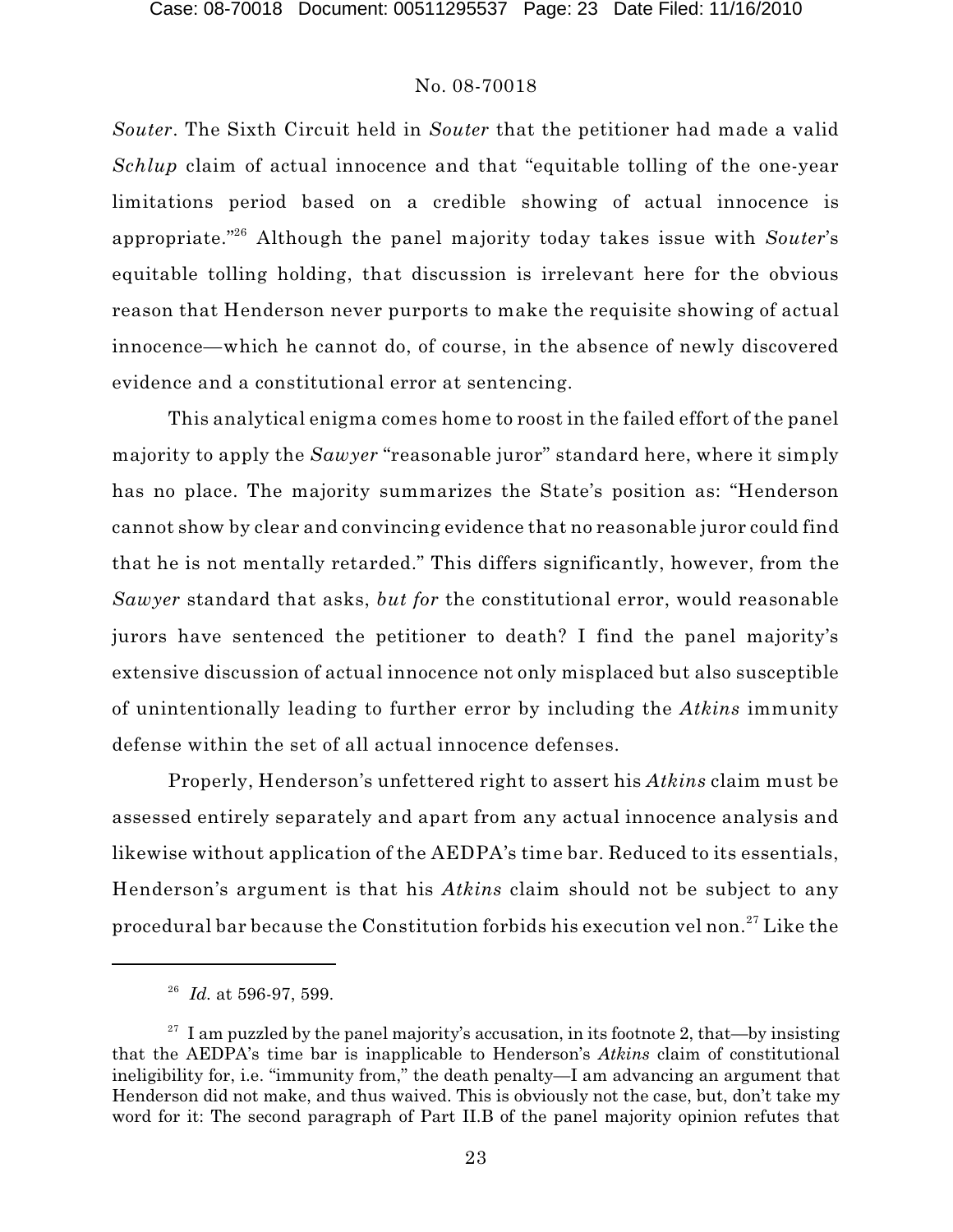*Souter*. The Sixth Circuit held in *Souter* that the petitioner had made a valid *Schlup* claim of actual innocence and that "equitable tolling of the one-year limitations period based on a credible showing of actual innocence is appropriate."[26] Although the panel majority today takes issue with *Souter*'s equitable tolling holding, that discussion is irrelevant here for the obvious reason that Henderson never purports to make the requisite showing of actual innocence—which he cannot do, of course, in the absence of newly discovered evidence and a constitutional error at sentencing.

This analytical enigma comes home to roost in the failed effort of the panel majority to apply the *Sawyer* "reasonable juror" standard here, where it simply has no place. The majority summarizes the State's position as: "Henderson cannot show by clear and convincing evidence that no reasonable juror could find that he is not mentally retarded." This differs significantly, however, from the *Sawyer* standard that asks, *but for* the constitutional error, would reasonable jurors have sentenced the petitioner to death? I find the panel majority's extensive discussion of actual innocence not only misplaced but also susceptible of unintentionally leading to further error by including the *Atkins* immunity defense within the set of all actual innocence defenses.

Properly, Henderson's unfettered right to assert his *Atkins* claim must be assessed entirely separately and apart from any actual innocence analysis and likewise without application of the AEDPA's time bar. Reduced to its essentials, Henderson's argument is that his *Atkins* claim should not be subject to any procedural bar because the Constitution forbids his execution vel non.[27] Like the

---

[26] *Id.* at 596-97, 599.

[27] I am puzzled by the panel majority's accusation, in its footnote 2, that—by insisting that the AEDPA's time bar is inapplicable to Henderson's *Atkins* claim of constitutional ineligibility for, i.e. "immunity from," the death penalty—I am advancing an argument that Henderson did not make, and thus waived. This is obviously not the case, but, don't take my word for it: The second paragraph of Part II.B of the panel majority opinion refutes that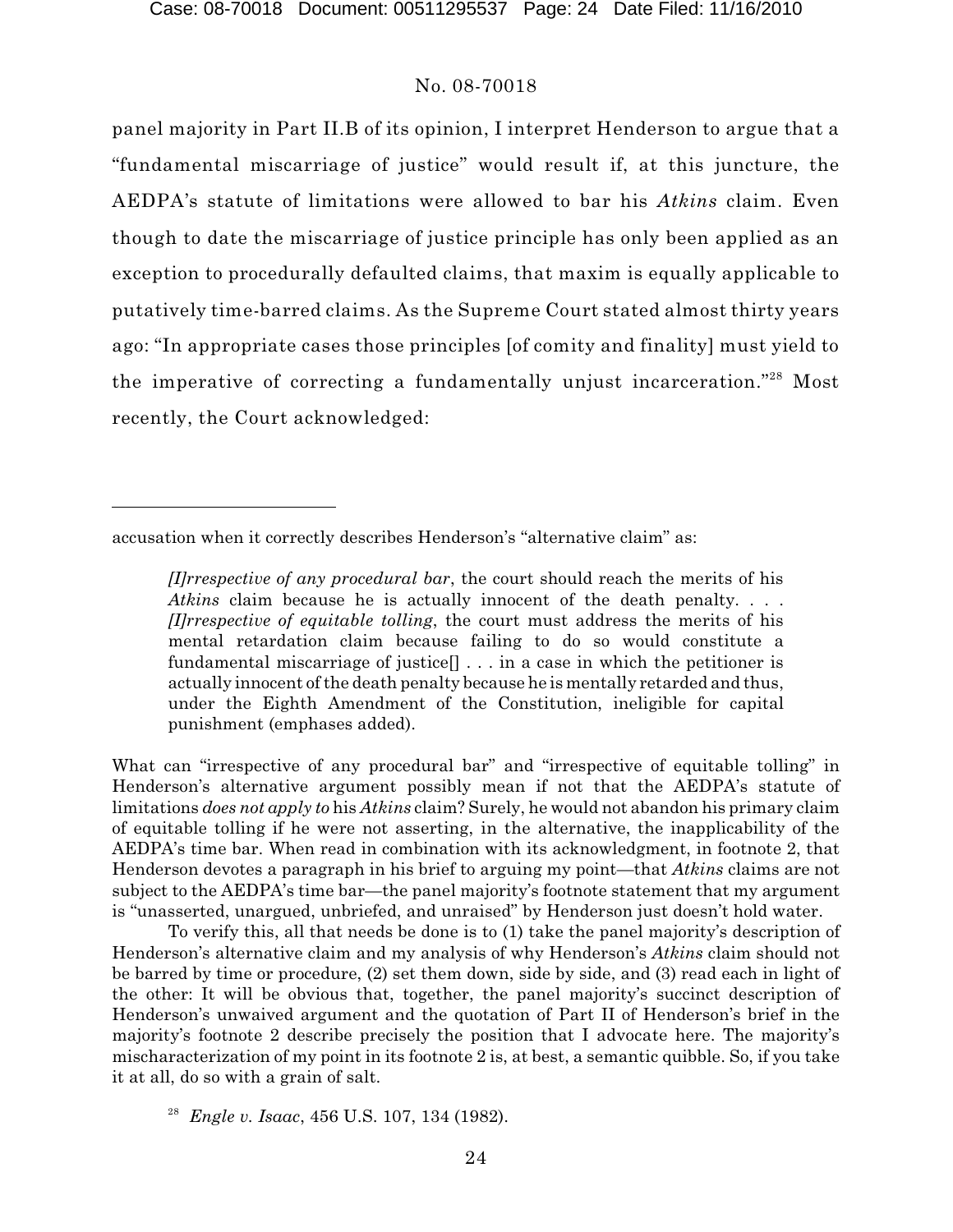panel majority in Part II.B of its opinion, I interpret Henderson to argue that a "fundamental miscarriage of justice" would result if, at this juncture, the AEDPA's statute of limitations were allowed to bar his *Atkins* claim. Even though to date the miscarriage of justice principle has only been applied as an exception to procedurally defaulted claims, that maxim is equally applicable to putatively time-barred claims. As the Supreme Court stated almost thirty years ago: "In appropriate cases those principles [of comity and finality] must yield to the imperative of correcting a fundamentally unjust incarceration."[28] Most recently, the Court acknowledged:

---

accusation when it correctly describes Henderson's "alternative claim" as:

> *[I]rrespective of any procedural bar*, the court should reach the merits of his *Atkins* claim because he is actually innocent of the death penalty. . . . *[I]rrespective of equitable tolling*, the court must address the merits of his mental retardation claim because failing to do so would constitute a fundamental miscarriage of justice[] . . . in a case in which the petitioner is actually innocent of the death penalty because he is mentally retarded and thus, under the Eighth Amendment of the Constitution, ineligible for capital punishment (emphases added).

What can "irrespective of any procedural bar" and "irrespective of equitable tolling" in Henderson's alternative argument possibly mean if not that the AEDPA's statute of limitations *does not apply to* his *Atkins* claim? Surely, he would not abandon his primary claim of equitable tolling if he were not asserting, in the alternative, the inapplicability of the AEDPA's time bar. When read in combination with its acknowledgment, in footnote 2, that Henderson devotes a paragraph in his brief to arguing my point—that *Atkins* claims are not subject to the AEDPA's time bar—the panel majority's footnote statement that my argument is "unasserted, unargued, unbriefed, and unraised" by Henderson just doesn't hold water.

To verify this, all that needs be done is to (1) take the panel majority's description of Henderson's alternative claim and my analysis of why Henderson's *Atkins* claim should not be barred by time or procedure, (2) set them down, side by side, and (3) read each in light of the other: It will be obvious that, together, the panel majority's succinct description of Henderson's unwaived argument and the quotation of Part II of Henderson's brief in the majority's footnote 2 describe precisely the position that I advocate here. The majority's mischaracterization of my point in its footnote 2 is, at best, a semantic quibble. So, if you take it at all, do so with a grain of salt.

[28] *Engle v. Isaac*, 456 U.S. 107, 134 (1982).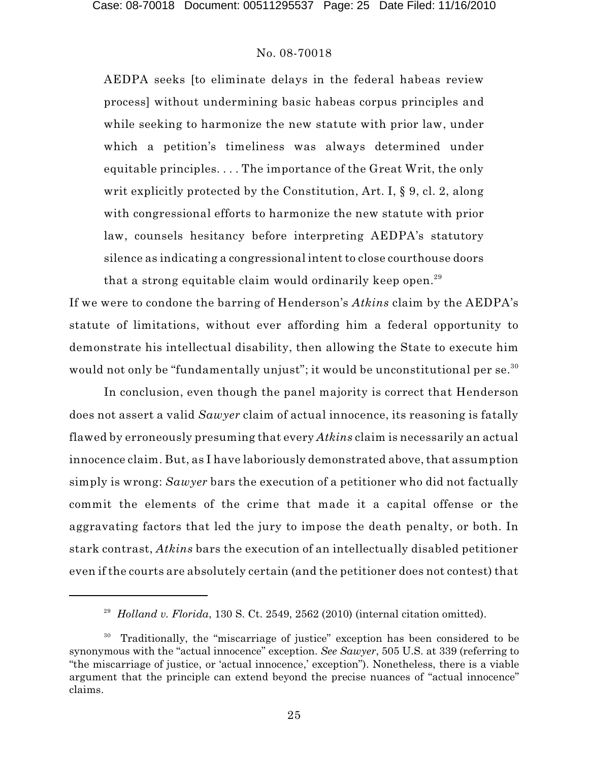> AEDPA seeks [to eliminate delays in the federal habeas review process] without undermining basic habeas corpus principles and while seeking to harmonize the new statute with prior law, under which a petition's timeliness was always determined under equitable principles. . . . The importance of the Great Writ, the only writ explicitly protected by the Constitution, Art. I, § 9, cl. 2, along with congressional efforts to harmonize the new statute with prior law, counsels hesitancy before interpreting AEDPA's statutory silence as indicating a congressional intent to close courthouse doors that a strong equitable claim would ordinarily keep open.[29]

If we were to condone the barring of Henderson's *Atkins* claim by the AEDPA's statute of limitations, without ever affording him a federal opportunity to demonstrate his intellectual disability, then allowing the State to execute him would not only be "fundamentally unjust"; it would be unconstitutional per se.[30]

In conclusion, even though the panel majority is correct that Henderson does not assert a valid *Sawyer* claim of actual innocence, its reasoning is fatally flawed by erroneously presuming that every *Atkins* claim is necessarily an actual innocence claim. But, as I have laboriously demonstrated above, that assumption simply is wrong: *Sawyer* bars the execution of a petitioner who did not factually commit the elements of the crime that made it a capital offense or the aggravating factors that led the jury to impose the death penalty, or both. In stark contrast, *Atkins* bars the execution of an intellectually disabled petitioner even if the courts are absolutely certain (and the petitioner does not contest) that

---

[29] *Holland v. Florida*, 130 S. Ct. 2549, 2562 (2010) (internal citation omitted).

[30] Traditionally, the "miscarriage of justice" exception has been considered to be synonymous with the "actual innocence" exception. *See Sawyer*, 505 U.S. at 339 (referring to "the miscarriage of justice, or 'actual innocence,' exception"). Nonetheless, there is a viable argument that the principle can extend beyond the precise nuances of "actual innocence" claims.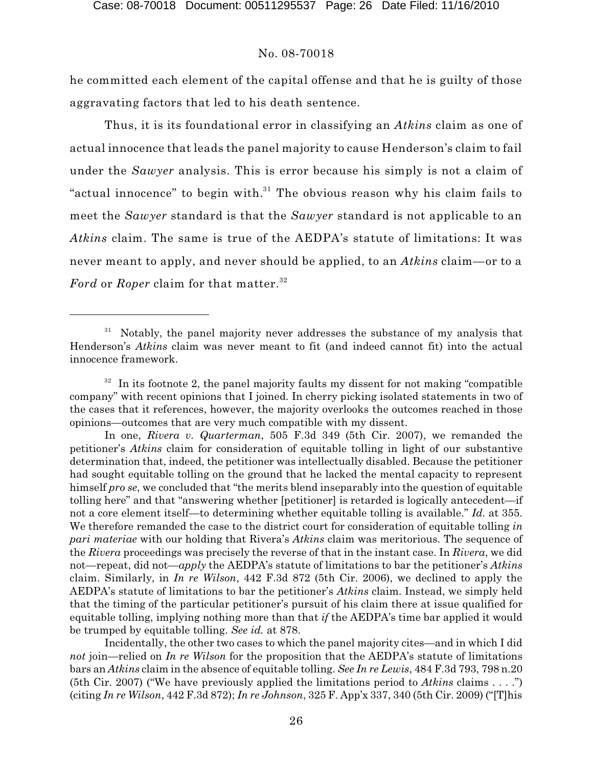he committed each element of the capital offense and that he is guilty of those aggravating factors that led to his death sentence.

Thus, it is its foundational error in classifying an *Atkins* claim as one of actual innocence that leads the panel majority to cause Henderson's claim to fail under the *Sawyer* analysis. This is error because his simply is not a claim of "actual innocence" to begin with.[31] The obvious reason why his claim fails to meet the *Sawyer* standard is that the *Sawyer* standard is not applicable to an *Atkins* claim. The same is true of the AEDPA's statute of limitations: It was never meant to apply, and never should be applied, to an *Atkins* claim—or to a *Ford* or *Roper* claim for that matter.[32]

---

[31] Notably, the panel majority never addresses the substance of my analysis that Henderson's *Atkins* claim was never meant to fit (and indeed cannot fit) into the actual innocence framework.

[32] In its footnote 2, the panel majority faults my dissent for not making "compatible company" with recent opinions that I joined. In cherry picking isolated statements in two of the cases that it references, however, the majority overlooks the outcomes reached in those opinions—outcomes that are very much compatible with my dissent.

In one, *Rivera v. Quarterman*, 505 F.3d 349 (5th Cir. 2007), we remanded the petitioner's *Atkins* claim for consideration of equitable tolling in light of our substantive determination that, indeed, the petitioner was intellectually disabled. Because the petitioner had sought equitable tolling on the ground that he lacked the mental capacity to represent himself *pro se*, we concluded that "the merits blend inseparably into the question of equitable tolling here" and that "answering whether [petitioner] is retarded is logically antecedent—if not a core element itself—to determining whether equitable tolling is available." *Id.* at 355. We therefore remanded the case to the district court for consideration of equitable tolling *in pari materiae* with our holding that Rivera's *Atkins* claim was meritorious. The sequence of the *Rivera* proceedings was precisely the reverse of that in the instant case. In *Rivera*, we did not—repeat, did not—*apply* the AEDPA's statute of limitations to bar the petitioner's *Atkins* claim. Similarly, in *In re Wilson*, 442 F.3d 872 (5th Cir. 2006), we declined to apply the AEDPA's statute of limitations to bar the petitioner's *Atkins* claim. Instead, we simply held that the timing of the particular petitioner's pursuit of his claim there at issue qualified for equitable tolling, implying nothing more than that *if* the AEDPA's time bar applied it would be trumped by equitable tolling. *See id.* at 878.

Incidentally, the other two cases to which the panel majority cites—and in which I did *not* join—relied on *In re Wilson* for the proposition that the AEDPA's statute of limitations bars an *Atkins* claim in the absence of equitable tolling. *See In re Lewis*, 484 F.3d 793, 798 n.20 (5th Cir. 2007) ("We have previously applied the limitations period to *Atkins* claims . . . .") (citing *In re Wilson*, 442 F.3d 872); *In re Johnson*, 325 F. App'x 337, 340 (5th Cir. 2009) ("[T]his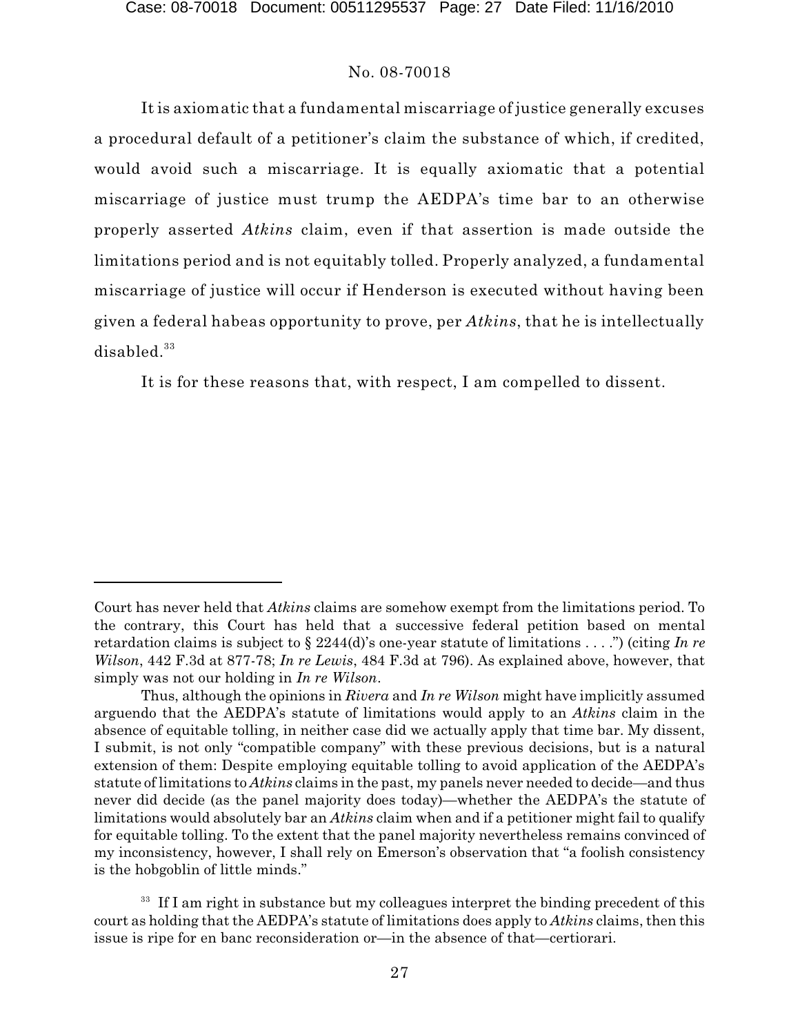It is axiomatic that a fundamental miscarriage of justice generally excuses a procedural default of a petitioner's claim the substance of which, if credited, would avoid such a miscarriage. It is equally axiomatic that a potential miscarriage of justice must trump the AEDPA's time bar to an otherwise properly asserted *Atkins* claim, even if that assertion is made outside the limitations period and is not equitably tolled. Properly analyzed, a fundamental miscarriage of justice will occur if Henderson is executed without having been given a federal habeas opportunity to prove, per *Atkins*, that he is intellectually disabled.[33]

It is for these reasons that, with respect, I am compelled to dissent.

---

Court has never held that *Atkins* claims are somehow exempt from the limitations period. To the contrary, this Court has held that a successive federal petition based on mental retardation claims is subject to § 2244(d)'s one-year statute of limitations . . . .") (citing *In re Wilson*, 442 F.3d at 877-78; *In re Lewis*, 484 F.3d at 796). As explained above, however, that simply was not our holding in *In re Wilson*.

Thus, although the opinions in *Rivera* and *In re Wilson* might have implicitly assumed arguendo that the AEDPA's statute of limitations would apply to an *Atkins* claim in the absence of equitable tolling, in neither case did we actually apply that time bar. My dissent, I submit, is not only "compatible company" with these previous decisions, but is a natural extension of them: Despite employing equitable tolling to avoid application of the AEDPA's statute of limitations to *Atkins* claims in the past, my panels never needed to decide—and thus never did decide (as the panel majority does today)—whether the AEDPA's the statute of limitations would absolutely bar an *Atkins* claim when and if a petitioner might fail to qualify for equitable tolling. To the extent that the panel majority nevertheless remains convinced of my inconsistency, however, I shall rely on Emerson's observation that "a foolish consistency is the hobgoblin of little minds."

[33] If I am right in substance but my colleagues interpret the binding precedent of this court as holding that the AEDPA's statute of limitations does apply to *Atkins* claims, then this issue is ripe for en banc reconsideration or—in the absence of that—certiorari.